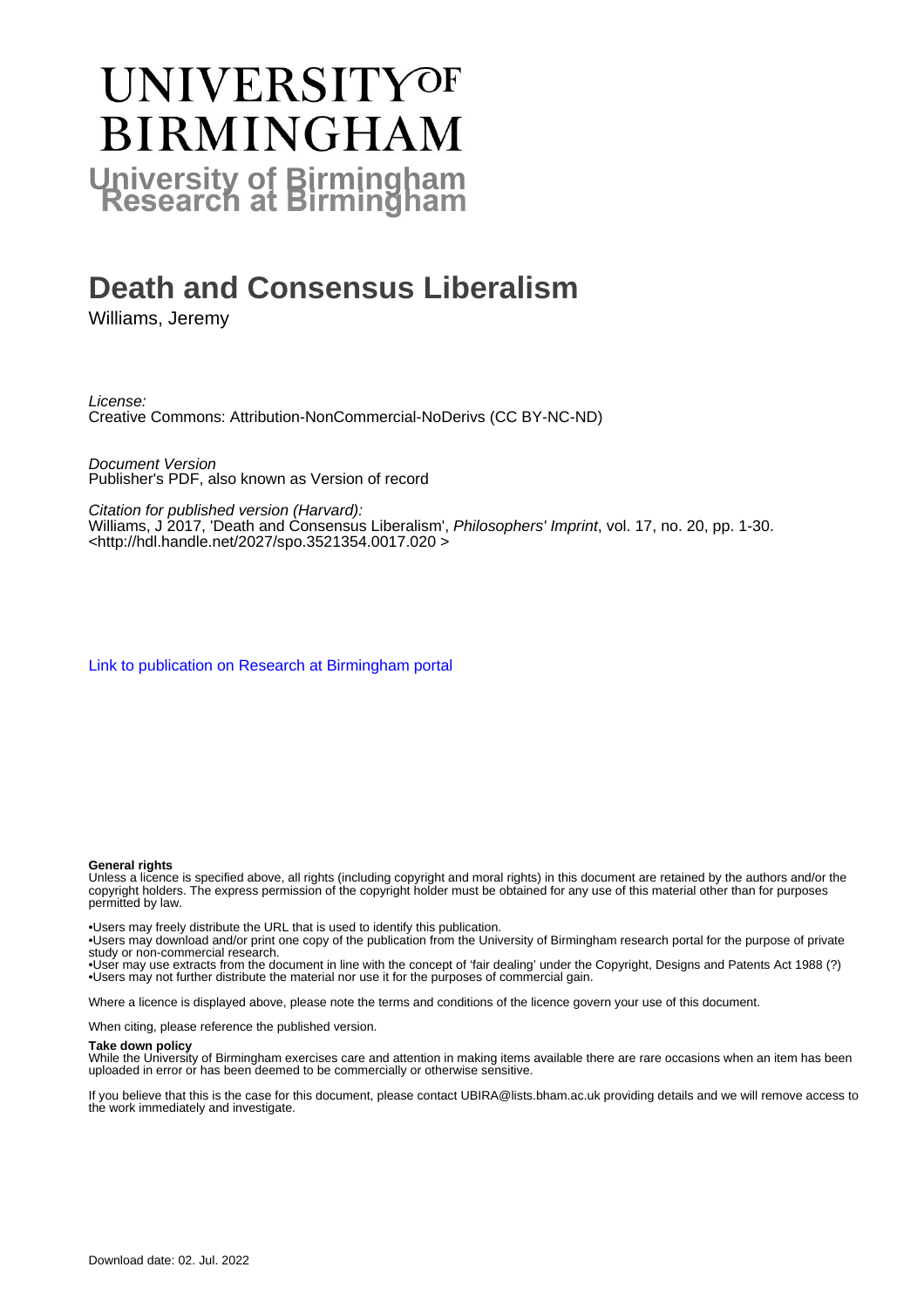# UNIVERSITY OF BIRMINGHAM

**University of Birmingham Research at Birmingham**

# Death and Consensus Liberalism

Williams, Jeremy

*License:*
Creative Commons: Attribution-NonCommercial-NoDerivs (CC BY-NC-ND)

*Document Version*
Publisher's PDF, also known as Version of record

*Citation for published version (Harvard):*
Williams, J 2017, 'Death and Consensus Liberalism', *Philosophers' Imprint*, vol. 17, no. 20, pp. 1-30. <http://hdl.handle.net/2027/spo.3521354.0017.020 >

Link to publication on Research at Birmingham portal

**General rights**
Unless a licence is specified above, all rights (including copyright and moral rights) in this document are retained by the authors and/or the copyright holders. The express permission of the copyright holder must be obtained for any use of this material other than for purposes permitted by law.

•Users may freely distribute the URL that is used to identify this publication.
•Users may download and/or print one copy of the publication from the University of Birmingham research portal for the purpose of private study or non-commercial research.
•User may use extracts from the document in line with the concept of 'fair dealing' under the Copyright, Designs and Patents Act 1988 (?)
•Users may not further distribute the material nor use it for the purposes of commercial gain.

Where a licence is displayed above, please note the terms and conditions of the licence govern your use of this document.

When citing, please reference the published version.

**Take down policy**
While the University of Birmingham exercises care and attention in making items available there are rare occasions when an item has been uploaded in error or has been deemed to be commercially or otherwise sensitive.

If you believe that this is the case for this document, please contact UBIRA@lists.bham.ac.uk providing details and we will remove access to the work immediately and investigate.

Download date: 02. Jul. 2022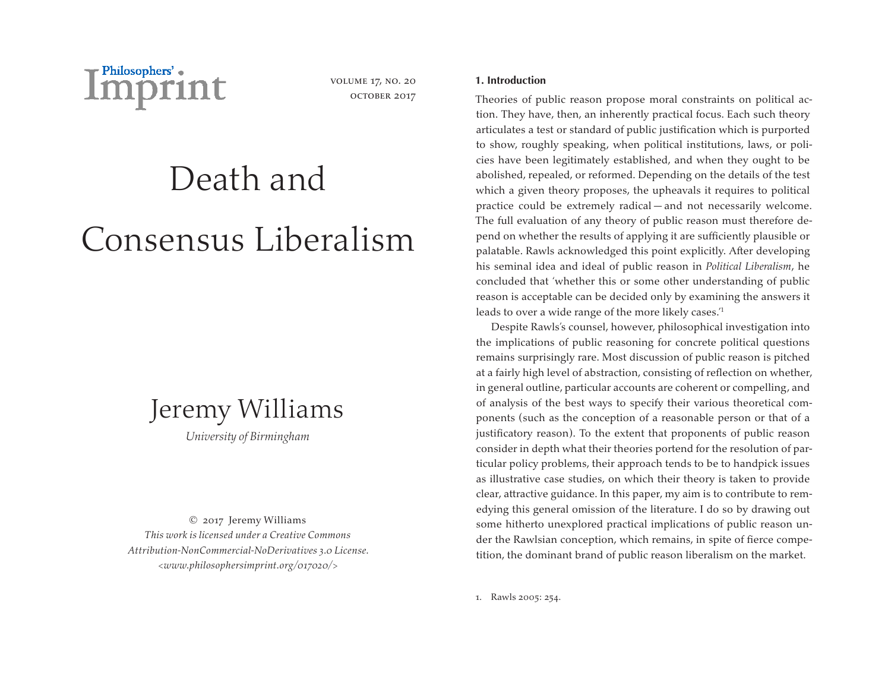# Death and Consensus Liberalism

## Jeremy Williams

*University of Birmingham*

© 2017 Jeremy Williams
*This work is licensed under a Creative Commons Attribution-NonCommercial-NoDerivatives 3.0 License.*
*<www.philosophersimprint.org/017020/>*

### 1. Introduction

Theories of public reason propose moral constraints on political action. They have, then, an inherently practical focus. Each such theory articulates a test or standard of public justification which is purported to show, roughly speaking, when political institutions, laws, or policies have been legitimately established, and when they ought to be abolished, repealed, or reformed. Depending on the details of the test which a given theory proposes, the upheavals it requires to political practice could be extremely radical — and not necessarily welcome. The full evaluation of any theory of public reason must therefore depend on whether the results of applying it are sufficiently plausible or palatable. Rawls acknowledged this point explicitly. After developing his seminal idea and ideal of public reason in *Political Liberalism*, he concluded that 'whether this or some other understanding of public reason is acceptable can be decided only by examining the answers it leads to over a wide range of the more likely cases.'[1]

Despite Rawls's counsel, however, philosophical investigation into the implications of public reasoning for concrete political questions remains surprisingly rare. Most discussion of public reason is pitched at a fairly high level of abstraction, consisting of reflection on whether, in general outline, particular accounts are coherent or compelling, and of analysis of the best ways to specify their various theoretical components (such as the conception of a reasonable person or that of a justificatory reason). To the extent that proponents of public reason consider in depth what their theories portend for the resolution of particular policy problems, their approach tends to be to handpick issues as illustrative case studies, on which their theory is taken to provide clear, attractive guidance. In this paper, my aim is to contribute to remedying this general omission of the literature. I do so by drawing out some hitherto unexplored practical implications of public reason under the Rawlsian conception, which remains, in spite of fierce competition, the dominant brand of public reason liberalism on the market.

1. Rawls 2005: 254.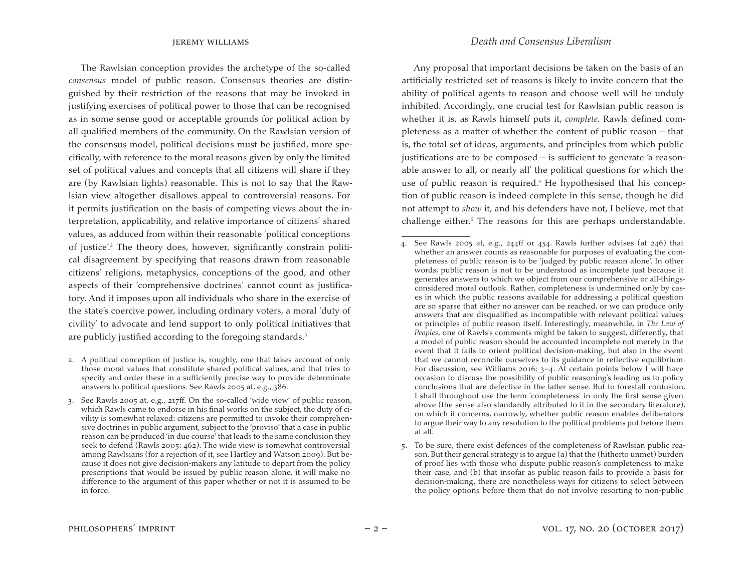The Rawlsian conception provides the archetype of the so-called *consensus* model of public reason. Consensus theories are distinguished by their restriction of the reasons that may be invoked in justifying exercises of political power to those that can be recognised as in some sense good or acceptable grounds for political action by all qualified members of the community. On the Rawlsian version of the consensus model, political decisions must be justified, more specifically, with reference to the moral reasons given by only the limited set of political values and concepts that all citizens will share if they are (by Rawlsian lights) reasonable. This is not to say that the Rawlsian view altogether disallows appeal to controversial reasons. For it permits justification on the basis of competing views about the interpretation, applicability, and relative importance of citizens' shared values, as adduced from within their reasonable 'political conceptions of justice'.[2] The theory does, however, significantly constrain political disagreement by specifying that reasons drawn from reasonable citizens' religions, metaphysics, conceptions of the good, and other aspects of their 'comprehensive doctrines' cannot count as justificatory. And it imposes upon all individuals who share in the exercise of the state's coercive power, including ordinary voters, a moral 'duty of civility' to advocate and lend support to only political initiatives that are publicly justified according to the foregoing standards.[3]

Any proposal that important decisions be taken on the basis of an artificially restricted set of reasons is likely to invite concern that the ability of political agents to reason and choose well will be unduly inhibited. Accordingly, one crucial test for Rawlsian public reason is whether it is, as Rawls himself puts it, *complete*. Rawls defined completeness as a matter of whether the content of public reason — that is, the total set of ideas, arguments, and principles from which public justifications are to be composed — is sufficient to generate 'a reasonable answer to all, or nearly all' the political questions for which the use of public reason is required.[4] He hypothesised that his conception of public reason is indeed complete in this sense, though he did not attempt to *show* it, and his defenders have not, I believe, met that challenge either.[5] The reasons for this are perhaps understandable.

---

2. A political conception of justice is, roughly, one that takes account of only those moral values that constitute shared political values, and that tries to specify and order these in a sufficiently precise way to provide determinate answers to political questions. See Rawls 2005 at, e.g., 386.

3. See Rawls 2005 at, e.g., 217ff. On the so-called 'wide view' of public reason, which Rawls came to endorse in his final works on the subject, the duty of civility is somewhat relaxed: citizens are permitted to invoke their comprehensive doctrines in public argument, subject to the 'proviso' that a case in public reason can be produced 'in due course' that leads to the same conclusion they seek to defend (Rawls 2005: 462). The wide view is somewhat controversial among Rawlsians (for a rejection of it, see Hartley and Watson 2009). But because it does not give decision-makers any latitude to depart from the policy prescriptions that would be issued by public reason alone, it will make no difference to the argument of this paper whether or not it is assumed to be in force.

4. See Rawls 2005 at, e.g., 244ff or 454. Rawls further advises (at 246) that whether an answer counts as reasonable for purposes of evaluating the completeness of public reason is to be 'judged by public reason alone'. In other words, public reason is not to be understood as incomplete just because it generates answers to which we object from our comprehensive or all-things-considered moral outlook. Rather, completeness is undermined only by cases in which the public reasons available for addressing a political question are so sparse that either no answer can be reached, or we can produce only answers that are disqualified as incompatible with relevant political values or principles of public reason itself. Interestingly, meanwhile, in *The Law of Peoples*, one of Rawls's comments might be taken to suggest, differently, that a model of public reason should be accounted incomplete not merely in the event that it fails to orient political decision-making, but also in the event that we cannot reconcile ourselves to its guidance in reflective equilibrium. For discussion, see Williams 2016: 3–4. At certain points below I will have occasion to discuss the possibility of public reasoning's leading us to policy conclusions that are defective in the latter sense. But to forestall confusion, I shall throughout use the term 'completeness' in only the first sense given above (the sense also standardly attributed to it in the secondary literature), on which it concerns, narrowly, whether public reason enables deliberators to argue their way to any resolution to the political problems put before them at all.

5. To be sure, there exist defences of the completeness of Rawlsian public reason. But their general strategy is to argue (a) that the (hitherto unmet) burden of proof lies with those who dispute public reason's completeness to make their case, and (b) that insofar as public reason fails to provide a basis for decision-making, there are nonetheless ways for citizens to select between the policy options before them that do not involve resorting to non-public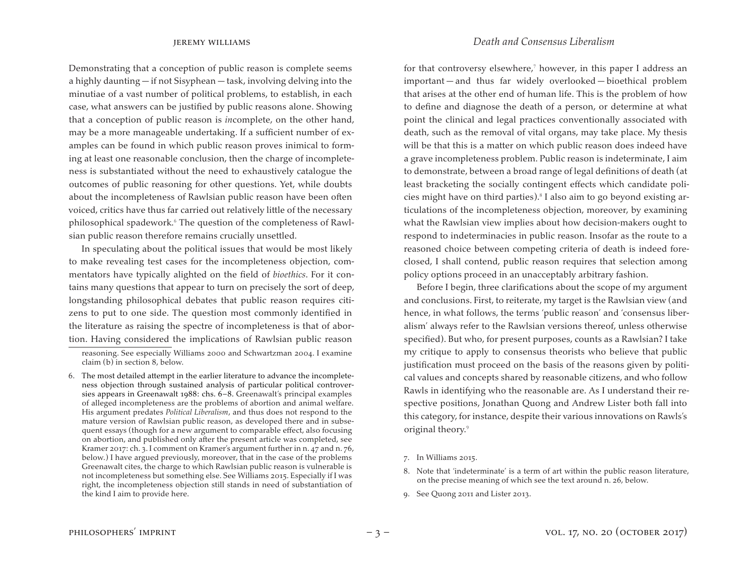Demonstrating that a conception of public reason is complete seems a highly daunting — if not Sisyphean — task, involving delving into the minutiae of a vast number of political problems, to establish, in each case, what answers can be justified by public reasons alone. Showing that a conception of public reason is *in*complete, on the other hand, may be a more manageable undertaking. If a sufficient number of examples can be found in which public reason proves inimical to forming at least one reasonable conclusion, then the charge of incompleteness is substantiated without the need to exhaustively catalogue the outcomes of public reasoning for other questions. Yet, while doubts about the incompleteness of Rawlsian public reason have been often voiced, critics have thus far carried out relatively little of the necessary philosophical spadework.[6] The question of the completeness of Rawlsian public reason therefore remains crucially unsettled.

In speculating about the political issues that would be most likely to make revealing test cases for the incompleteness objection, commentators have typically alighted on the field of *bioethics*. For it contains many questions that appear to turn on precisely the sort of deep, longstanding philosophical debates that public reason requires citizens to put to one side. The question most commonly identified in the literature as raising the spectre of incompleteness is that of abortion. Having considered the implications of Rawlsian public reason for that controversy elsewhere,[7] however, in this paper I address an important — and thus far widely overlooked — bioethical problem that arises at the other end of human life. This is the problem of how to define and diagnose the death of a person, or determine at what point the clinical and legal practices conventionally associated with death, such as the removal of vital organs, may take place. My thesis will be that this is a matter on which public reason does indeed have a grave incompleteness problem. Public reason is indeterminate, I aim to demonstrate, between a broad range of legal definitions of death (at least bracketing the socially contingent effects which candidate policies might have on third parties).[8] I also aim to go beyond existing articulations of the incompleteness objection, moreover, by examining what the Rawlsian view implies about how decision-makers ought to respond to indeterminacies in public reason. Insofar as the route to a reasoned choice between competing criteria of death is indeed foreclosed, I shall contend, public reason requires that selection among policy options proceed in an unacceptably arbitrary fashion.

Before I begin, three clarifications about the scope of my argument and conclusions. First, to reiterate, my target is the Rawlsian view (and hence, in what follows, the terms 'public reason' and 'consensus liberalism' always refer to the Rawlsian versions thereof, unless otherwise specified). But who, for present purposes, counts as a Rawlsian? I take my critique to apply to consensus theorists who believe that public justification must proceed on the basis of the reasons given by political values and concepts shared by reasonable citizens, and who follow Rawls in identifying who the reasonable are. As I understand their respective positions, Jonathan Quong and Andrew Lister both fall into this category, for instance, despite their various innovations on Rawls's original theory.[9]

---

reasoning. See especially Williams 2000 and Schwartzman 2004. I examine claim (b) in section 8, below.

6. The most detailed attempt in the earlier literature to advance the incompleteness objection through sustained analysis of particular political controversies appears in Greenawalt 1988: chs. 6–8. Greenawalt's principal examples of alleged incompleteness are the problems of abortion and animal welfare. His argument predates *Political Liberalism*, and thus does not respond to the mature version of Rawlsian public reason, as developed there and in subsequent essays (though for a new argument to comparable effect, also focusing on abortion, and published only after the present article was completed, see Kramer 2017: ch. 3. I comment on Kramer's argument further in n. 47 and n. 76, below.) I have argued previously, moreover, that in the case of the problems Greenawalt cites, the charge to which Rawlsian public reason is vulnerable is not incompleteness but something else. See Williams 2015. Especially if I was right, the incompleteness objection still stands in need of substantiation of the kind I aim to provide here.

7. In Williams 2015.

8. Note that 'indeterminate' is a term of art within the public reason literature, on the precise meaning of which see the text around n. 26, below.

9. See Quong 2011 and Lister 2013.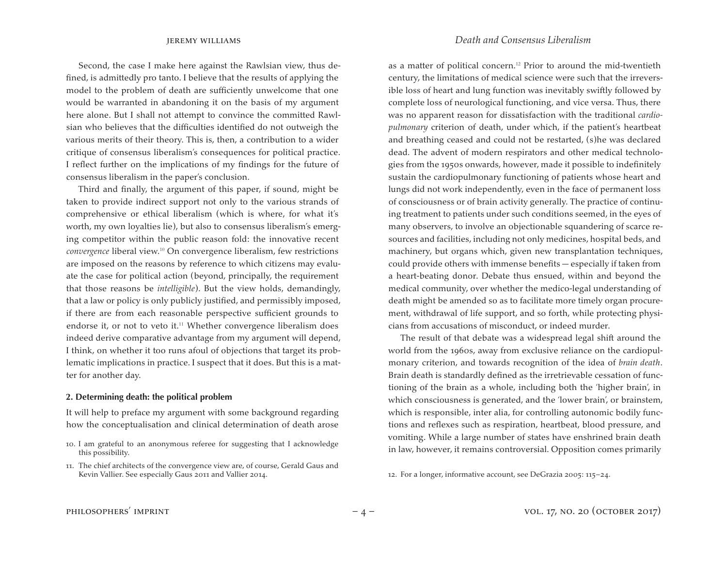Second, the case I make here against the Rawlsian view, thus defined, is admittedly pro tanto. I believe that the results of applying the model to the problem of death are sufficiently unwelcome that one would be warranted in abandoning it on the basis of my argument here alone. But I shall not attempt to convince the committed Rawlsian who believes that the difficulties identified do not outweigh the various merits of their theory. This is, then, a contribution to a wider critique of consensus liberalism's consequences for political practice. I reflect further on the implications of my findings for the future of consensus liberalism in the paper's conclusion.

Third and finally, the argument of this paper, if sound, might be taken to provide indirect support not only to the various strands of comprehensive or ethical liberalism (which is where, for what it's worth, my own loyalties lie), but also to consensus liberalism's emerging competitor within the public reason fold: the innovative recent *convergence* liberal view.[10] On convergence liberalism, few restrictions are imposed on the reasons by reference to which citizens may evaluate the case for political action (beyond, principally, the requirement that those reasons be *intelligible*). But the view holds, demandingly, that a law or policy is only publicly justified, and permissibly imposed, if there are from each reasonable perspective sufficient grounds to endorse it, or not to veto it.[11] Whether convergence liberalism does indeed derive comparative advantage from my argument will depend, I think, on whether it too runs afoul of objections that target its problematic implications in practice. I suspect that it does. But this is a matter for another day.

## 2. Determining death: the political problem

It will help to preface my argument with some background regarding how the conceptualisation and clinical determination of death arose as a matter of political concern.[12] Prior to around the mid-twentieth century, the limitations of medical science were such that the irreversible loss of heart and lung function was inevitably swiftly followed by complete loss of neurological functioning, and vice versa. Thus, there was no apparent reason for dissatisfaction with the traditional *cardiopulmonary* criterion of death, under which, if the patient's heartbeat and breathing ceased and could not be restarted, (s)he was declared dead. The advent of modern respirators and other medical technologies from the 1950s onwards, however, made it possible to indefinitely sustain the cardiopulmonary functioning of patients whose heart and lungs did not work independently, even in the face of permanent loss of consciousness or of brain activity generally. The practice of continuing treatment to patients under such conditions seemed, in the eyes of many observers, to involve an objectionable squandering of scarce resources and facilities, including not only medicines, hospital beds, and machinery, but organs which, given new transplantation techniques, could provide others with immense benefits — especially if taken from a heart-beating donor. Debate thus ensued, within and beyond the medical community, over whether the medico-legal understanding of death might be amended so as to facilitate more timely organ procurement, withdrawal of life support, and so forth, while protecting physicians from accusations of misconduct, or indeed murder.

The result of that debate was a widespread legal shift around the world from the 1960s, away from exclusive reliance on the cardiopulmonary criterion, and towards recognition of the idea of *brain death*. Brain death is standardly defined as the irretrievable cessation of functioning of the brain as a whole, including both the 'higher brain', in which consciousness is generated, and the 'lower brain', or brainstem, which is responsible, inter alia, for controlling autonomic bodily functions and reflexes such as respiration, heartbeat, blood pressure, and vomiting. While a large number of states have enshrined brain death in law, however, it remains controversial. Opposition comes primarily

10. I am grateful to an anonymous referee for suggesting that I acknowledge this possibility.

11. The chief architects of the convergence view are, of course, Gerald Gaus and Kevin Vallier. See especially Gaus 2011 and Vallier 2014.

12. For a longer, informative account, see DeGrazia 2005: 115–24.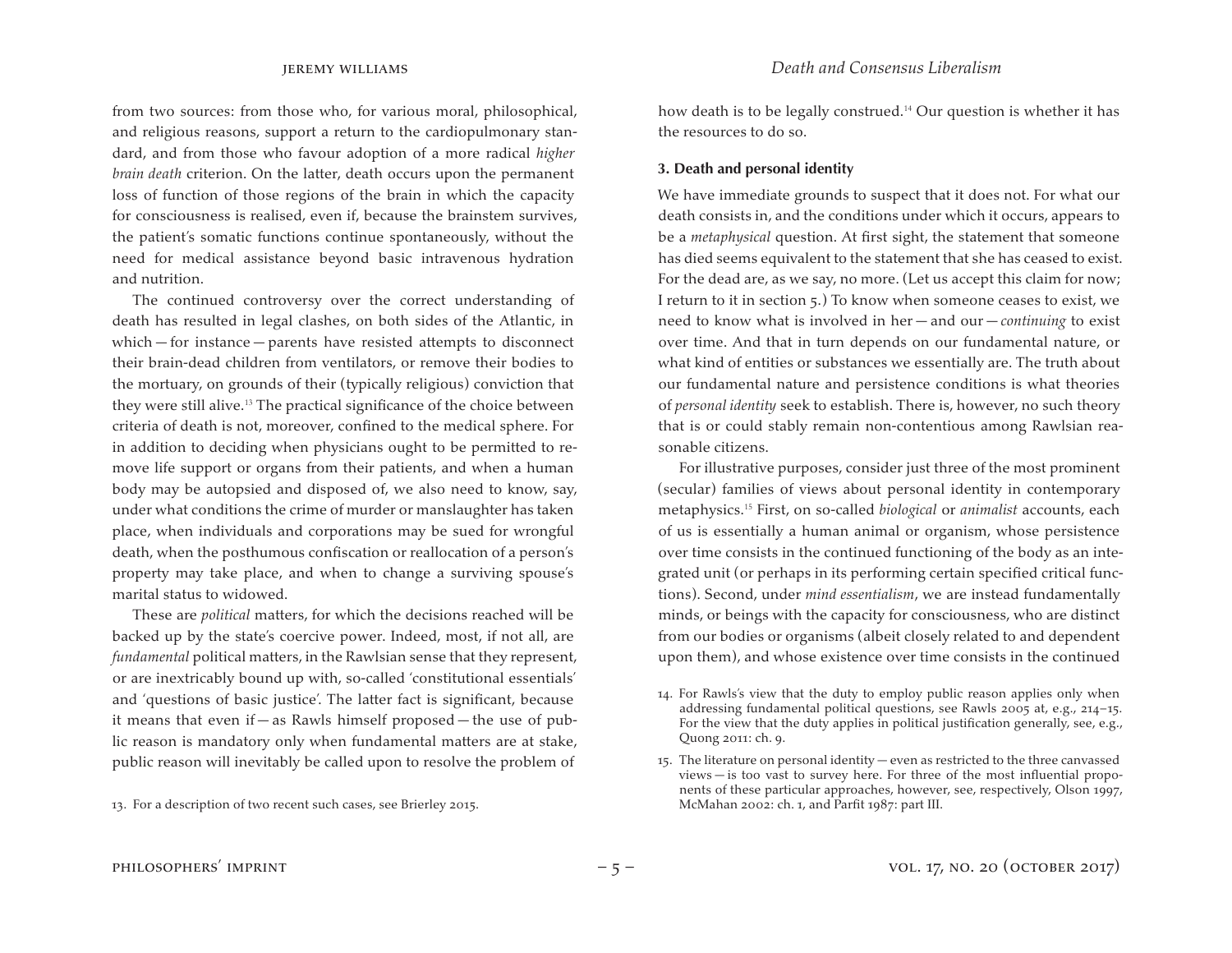from two sources: from those who, for various moral, philosophical, and religious reasons, support a return to the cardiopulmonary standard, and from those who favour adoption of a more radical *higher brain death* criterion. On the latter, death occurs upon the permanent loss of function of those regions of the brain in which the capacity for consciousness is realised, even if, because the brainstem survives, the patient's somatic functions continue spontaneously, without the need for medical assistance beyond basic intravenous hydration and nutrition.

The continued controversy over the correct understanding of death has resulted in legal clashes, on both sides of the Atlantic, in which — for instance — parents have resisted attempts to disconnect their brain-dead children from ventilators, or remove their bodies to the mortuary, on grounds of their (typically religious) conviction that they were still alive.[13] The practical significance of the choice between criteria of death is not, moreover, confined to the medical sphere. For in addition to deciding when physicians ought to be permitted to remove life support or organs from their patients, and when a human body may be autopsied and disposed of, we also need to know, say, under what conditions the crime of murder or manslaughter has taken place, when individuals and corporations may be sued for wrongful death, when the posthumous confiscation or reallocation of a person's property may take place, and when to change a surviving spouse's marital status to widowed.

These are *political* matters, for which the decisions reached will be backed up by the state's coercive power. Indeed, most, if not all, are *fundamental* political matters, in the Rawlsian sense that they represent, or are inextricably bound up with, so-called 'constitutional essentials' and 'questions of basic justice'. The latter fact is significant, because it means that even if — as Rawls himself proposed — the use of public reason is mandatory only when fundamental matters are at stake, public reason will inevitably be called upon to resolve the problem of how death is to be legally construed.[14] Our question is whether it has the resources to do so.

### 3. Death and personal identity

We have immediate grounds to suspect that it does not. For what our death consists in, and the conditions under which it occurs, appears to be a *metaphysical* question. At first sight, the statement that someone has died seems equivalent to the statement that she has ceased to exist. For the dead are, as we say, no more. (Let us accept this claim for now; I return to it in section 5.) To know when someone ceases to exist, we need to know what is involved in her — and our — *continuing* to exist over time. And that in turn depends on our fundamental nature, or what kind of entities or substances we essentially are. The truth about our fundamental nature and persistence conditions is what theories of *personal identity* seek to establish. There is, however, no such theory that is or could stably remain non-contentious among Rawlsian reasonable citizens.

For illustrative purposes, consider just three of the most prominent (secular) families of views about personal identity in contemporary metaphysics.[15] First, on so-called *biological* or *animalist* accounts, each of us is essentially a human animal or organism, whose persistence over time consists in the continued functioning of the body as an integrated unit (or perhaps in its performing certain specified critical functions). Second, under *mind essentialism*, we are instead fundamentally minds, or beings with the capacity for consciousness, who are distinct from our bodies or organisms (albeit closely related to and dependent upon them), and whose existence over time consists in the continued

---

13. For a description of two recent such cases, see Brierley 2015.

14. For Rawls's view that the duty to employ public reason applies only when addressing fundamental political questions, see Rawls 2005 at, e.g., 214–15. For the view that the duty applies in political justification generally, see, e.g., Quong 2011: ch. 9.

15. The literature on personal identity — even as restricted to the three canvassed views — is too vast to survey here. For three of the most influential proponents of these particular approaches, however, see, respectively, Olson 1997, McMahan 2002: ch. 1, and Parfit 1987: part III.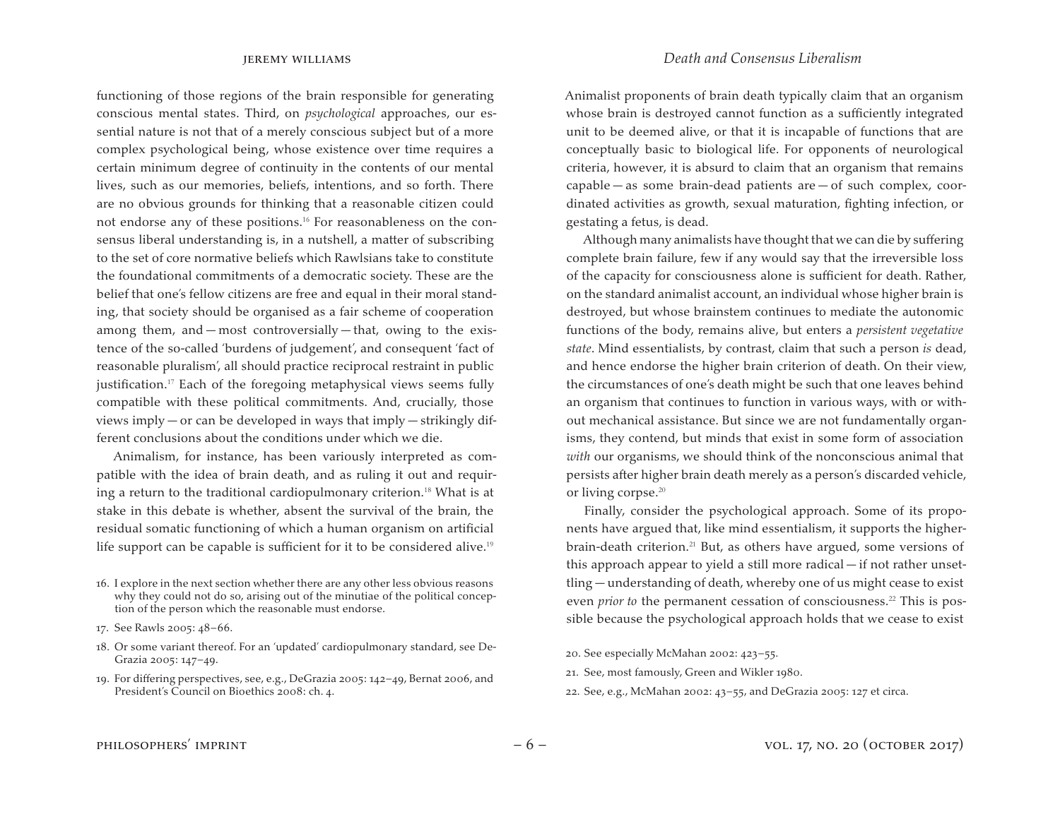functioning of those regions of the brain responsible for generating conscious mental states. Third, on *psychological* approaches, our essential nature is not that of a merely conscious subject but of a more complex psychological being, whose existence over time requires a certain minimum degree of continuity in the contents of our mental lives, such as our memories, beliefs, intentions, and so forth. There are no obvious grounds for thinking that a reasonable citizen could not endorse any of these positions.[16] For reasonableness on the consensus liberal understanding is, in a nutshell, a matter of subscribing to the set of core normative beliefs which Rawlsians take to constitute the foundational commitments of a democratic society. These are the belief that one's fellow citizens are free and equal in their moral standing, that society should be organised as a fair scheme of cooperation among them, and — most controversially — that, owing to the existence of the so-called 'burdens of judgement', and consequent 'fact of reasonable pluralism', all should practice reciprocal restraint in public justification.[17] Each of the foregoing metaphysical views seems fully compatible with these political commitments. And, crucially, those views imply — or can be developed in ways that imply — strikingly different conclusions about the conditions under which we die.

Animalism, for instance, has been variously interpreted as compatible with the idea of brain death, and as ruling it out and requiring a return to the traditional cardiopulmonary criterion.[18] What is at stake in this debate is whether, absent the survival of the brain, the residual somatic functioning of which a human organism on artificial life support can be capable is sufficient for it to be considered alive.[19] Animalist proponents of brain death typically claim that an organism whose brain is destroyed cannot function as a sufficiently integrated unit to be deemed alive, or that it is incapable of functions that are conceptually basic to biological life. For opponents of neurological criteria, however, it is absurd to claim that an organism that remains capable — as some brain-dead patients are — of such complex, coordinated activities as growth, sexual maturation, fighting infection, or gestating a fetus, is dead.

Although many animalists have thought that we can die by suffering complete brain failure, few if any would say that the irreversible loss of the capacity for consciousness alone is sufficient for death. Rather, on the standard animalist account, an individual whose higher brain is destroyed, but whose brainstem continues to mediate the autonomic functions of the body, remains alive, but enters a *persistent vegetative state*. Mind essentialists, by contrast, claim that such a person *is* dead, and hence endorse the higher brain criterion of death. On their view, the circumstances of one's death might be such that one leaves behind an organism that continues to function in various ways, with or without mechanical assistance. But since we are not fundamentally organisms, they contend, but minds that exist in some form of association *with* our organisms, we should think of the nonconscious animal that persists after higher brain death merely as a person's discarded vehicle, or living corpse.[20]

Finally, consider the psychological approach. Some of its proponents have argued that, like mind essentialism, it supports the higher-brain-death criterion.[21] But, as others have argued, some versions of this approach appear to yield a still more radical — if not rather unsettling — understanding of death, whereby one of us might cease to exist even *prior to* the permanent cessation of consciousness.[22] This is possible because the psychological approach holds that we cease to exist

16. I explore in the next section whether there are any other less obvious reasons why they could not do so, arising out of the minutiae of the political conception of the person which the reasonable must endorse.

17. See Rawls 2005: 48–66.

18. Or some variant thereof. For an 'updated' cardiopulmonary standard, see DeGrazia 2005: 147–49.

19. For differing perspectives, see, e.g., DeGrazia 2005: 142–49, Bernat 2006, and President's Council on Bioethics 2008: ch. 4.

20. See especially McMahan 2002: 423–55.

21. See, most famously, Green and Wikler 1980.

22. See, e.g., McMahan 2002: 43–55, and DeGrazia 2005: 127 et circa.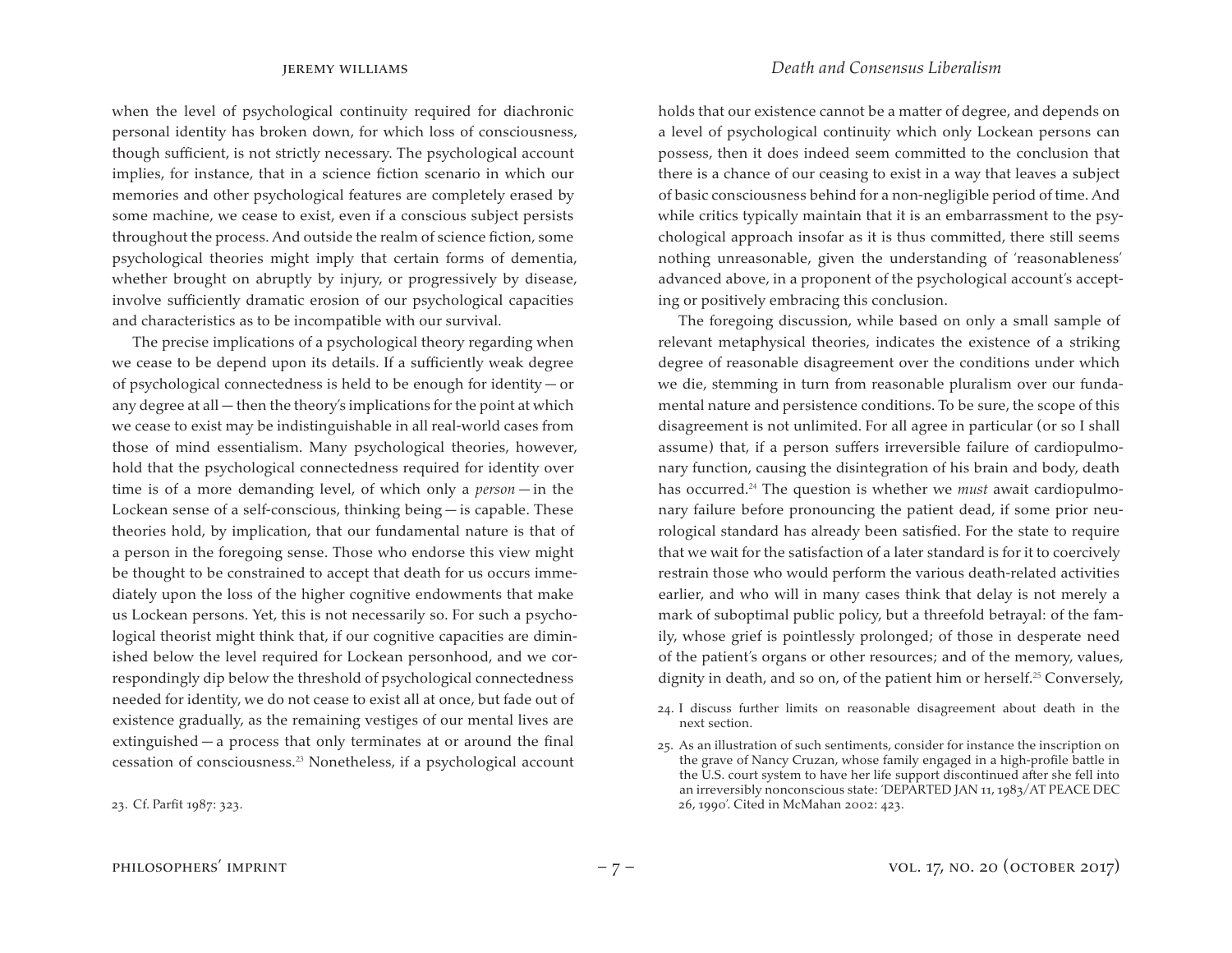when the level of psychological continuity required for diachronic personal identity has broken down, for which loss of consciousness, though sufficient, is not strictly necessary. The psychological account implies, for instance, that in a science fiction scenario in which our memories and other psychological features are completely erased by some machine, we cease to exist, even if a conscious subject persists throughout the process. And outside the realm of science fiction, some psychological theories might imply that certain forms of dementia, whether brought on abruptly by injury, or progressively by disease, involve sufficiently dramatic erosion of our psychological capacities and characteristics as to be incompatible with our survival.

The precise implications of a psychological theory regarding when we cease to be depend upon its details. If a sufficiently weak degree of psychological connectedness is held to be enough for identity — or any degree at all — then the theory's implications for the point at which we cease to exist may be indistinguishable in all real-world cases from those of mind essentialism. Many psychological theories, however, hold that the psychological connectedness required for identity over time is of a more demanding level, of which only a *person* — in the Lockean sense of a self-conscious, thinking being — is capable. These theories hold, by implication, that our fundamental nature is that of a person in the foregoing sense. Those who endorse this view might be thought to be constrained to accept that death for us occurs immediately upon the loss of the higher cognitive endowments that make us Lockean persons. Yet, this is not necessarily so. For such a psychological theorist might think that, if our cognitive capacities are diminished below the level required for Lockean personhood, and we correspondingly dip below the threshold of psychological connectedness needed for identity, we do not cease to exist all at once, but fade out of existence gradually, as the remaining vestiges of our mental lives are extinguished — a process that only terminates at or around the final cessation of consciousness.[23] Nonetheless, if a psychological account holds that our existence cannot be a matter of degree, and depends on a level of psychological continuity which only Lockean persons can possess, then it does indeed seem committed to the conclusion that there is a chance of our ceasing to exist in a way that leaves a subject of basic consciousness behind for a non-negligible period of time. And while critics typically maintain that it is an embarrassment to the psychological approach insofar as it is thus committed, there still seems nothing unreasonable, given the understanding of 'reasonableness' advanced above, in a proponent of the psychological account's accepting or positively embracing this conclusion.

The foregoing discussion, while based on only a small sample of relevant metaphysical theories, indicates the existence of a striking degree of reasonable disagreement over the conditions under which we die, stemming in turn from reasonable pluralism over our fundamental nature and persistence conditions. To be sure, the scope of this disagreement is not unlimited. For all agree in particular (or so I shall assume) that, if a person suffers irreversible failure of cardiopulmonary function, causing the disintegration of his brain and body, death has occurred.[24] The question is whether we *must* await cardiopulmonary failure before pronouncing the patient dead, if some prior neurological standard has already been satisfied. For the state to require that we wait for the satisfaction of a later standard is for it to coercively restrain those who would perform the various death-related activities earlier, and who will in many cases think that delay is not merely a mark of suboptimal public policy, but a threefold betrayal: of the family, whose grief is pointlessly prolonged; of those in desperate need of the patient's organs or other resources; and of the memory, values, dignity in death, and so on, of the patient him or herself.[25] Conversely,

23. Cf. Parfit 1987: 323.

24. I discuss further limits on reasonable disagreement about death in the next section.

25. As an illustration of such sentiments, consider for instance the inscription on the grave of Nancy Cruzan, whose family engaged in a high-profile battle in the U.S. court system to have her life support discontinued after she fell into an irreversibly nonconscious state: 'DEPARTED JAN 11, 1983/AT PEACE DEC 26, 1990'. Cited in McMahan 2002: 423.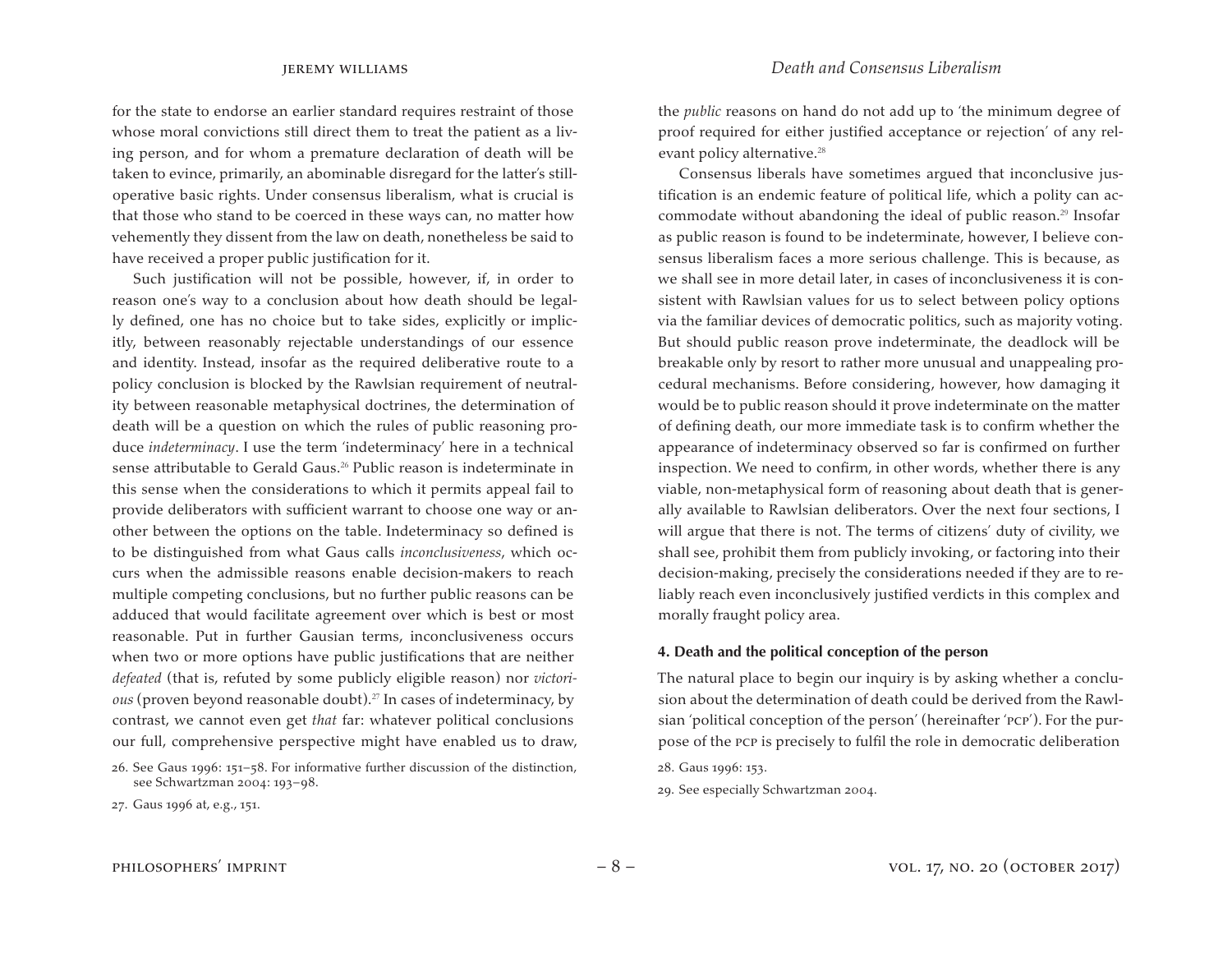for the state to endorse an earlier standard requires restraint of those whose moral convictions still direct them to treat the patient as a living person, and for whom a premature declaration of death will be taken to evince, primarily, an abominable disregard for the latter's still-operative basic rights. Under consensus liberalism, what is crucial is that those who stand to be coerced in these ways can, no matter how vehemently they dissent from the law on death, nonetheless be said to have received a proper public justification for it.

Such justification will not be possible, however, if, in order to reason one's way to a conclusion about how death should be legally defined, one has no choice but to take sides, explicitly or implicitly, between reasonably rejectable understandings of our essence and identity. Instead, insofar as the required deliberative route to a policy conclusion is blocked by the Rawlsian requirement of neutrality between reasonable metaphysical doctrines, the determination of death will be a question on which the rules of public reasoning produce *indeterminacy*. I use the term 'indeterminacy' here in a technical sense attributable to Gerald Gaus.[26] Public reason is indeterminate in this sense when the considerations to which it permits appeal fail to provide deliberators with sufficient warrant to choose one way or another between the options on the table. Indeterminacy so defined is to be distinguished from what Gaus calls *inconclusiveness*, which occurs when the admissible reasons enable decision-makers to reach multiple competing conclusions, but no further public reasons can be adduced that would facilitate agreement over which is best or most reasonable. Put in further Gausian terms, inconclusiveness occurs when two or more options have public justifications that are neither *defeated* (that is, refuted by some publicly eligible reason) nor *victorious* (proven beyond reasonable doubt).[27] In cases of indeterminacy, by contrast, we cannot even get *that* far: whatever political conclusions our full, comprehensive perspective might have enabled us to draw, the *public* reasons on hand do not add up to 'the minimum degree of proof required for either justified acceptance or rejection' of any relevant policy alternative.[28]

Consensus liberals have sometimes argued that inconclusive justification is an endemic feature of political life, which a polity can accommodate without abandoning the ideal of public reason.[29] Insofar as public reason is found to be indeterminate, however, I believe consensus liberalism faces a more serious challenge. This is because, as we shall see in more detail later, in cases of inconclusiveness it is consistent with Rawlsian values for us to select between policy options via the familiar devices of democratic politics, such as majority voting. But should public reason prove indeterminate, the deadlock will be breakable only by resort to rather more unusual and unappealing procedural mechanisms. Before considering, however, how damaging it would be to public reason should it prove indeterminate on the matter of defining death, our more immediate task is to confirm whether the appearance of indeterminacy observed so far is confirmed on further inspection. We need to confirm, in other words, whether there is any viable, non-metaphysical form of reasoning about death that is generally available to Rawlsian deliberators. Over the next four sections, I will argue that there is not. The terms of citizens' duty of civility, we shall see, prohibit them from publicly invoking, or factoring into their decision-making, precisely the considerations needed if they are to reliably reach even inconclusively justified verdicts in this complex and morally fraught policy area.

## 4. Death and the political conception of the person

The natural place to begin our inquiry is by asking whether a conclusion about the determination of death could be derived from the Rawlsian 'political conception of the person' (hereinafter 'PCP'). For the purpose of the PCP is precisely to fulfil the role in democratic deliberation

26. See Gaus 1996: 151–58. For informative further discussion of the distinction, see Schwartzman 2004: 193–98.

27. Gaus 1996 at, e.g., 151.

28. Gaus 1996: 153.

29. See especially Schwartzman 2004.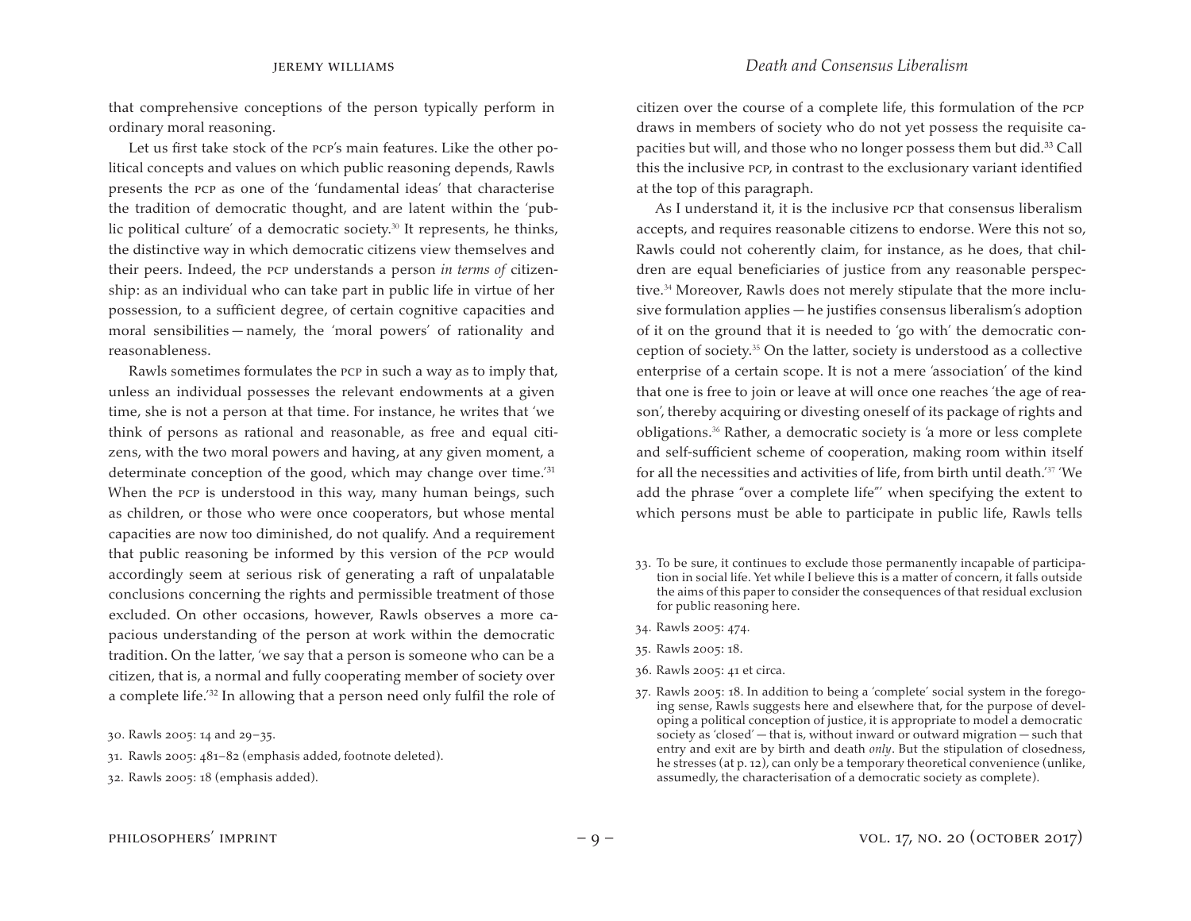that comprehensive conceptions of the person typically perform in ordinary moral reasoning.

Let us first take stock of the PCP's main features. Like the other political concepts and values on which public reasoning depends, Rawls presents the PCP as one of the 'fundamental ideas' that characterise the tradition of democratic thought, and are latent within the 'public political culture' of a democratic society.[30] It represents, he thinks, the distinctive way in which democratic citizens view themselves and their peers. Indeed, the PCP understands a person *in terms of* citizenship: as an individual who can take part in public life in virtue of her possession, to a sufficient degree, of certain cognitive capacities and moral sensibilities — namely, the 'moral powers' of rationality and reasonableness.

Rawls sometimes formulates the PCP in such a way as to imply that, unless an individual possesses the relevant endowments at a given time, she is not a person at that time. For instance, he writes that 'we think of persons as rational and reasonable, as free and equal citizens, with the two moral powers and having, at any given moment, a determinate conception of the good, which may change over time.'[31] When the PCP is understood in this way, many human beings, such as children, or those who were once cooperators, but whose mental capacities are now too diminished, do not qualify. And a requirement that public reasoning be informed by this version of the PCP would accordingly seem at serious risk of generating a raft of unpalatable conclusions concerning the rights and permissible treatment of those excluded. On other occasions, however, Rawls observes a more capacious understanding of the person at work within the democratic tradition. On the latter, 'we say that a person is someone who can be a citizen, that is, a normal and fully cooperating member of society over a complete life.'[32] In allowing that a person need only fulfil the role of citizen over the course of a complete life, this formulation of the PCP draws in members of society who do not yet possess the requisite capacities but will, and those who no longer possess them but did.[33] Call this the inclusive PCP, in contrast to the exclusionary variant identified at the top of this paragraph.

As I understand it, it is the inclusive PCP that consensus liberalism accepts, and requires reasonable citizens to endorse. Were this not so, Rawls could not coherently claim, for instance, as he does, that children are equal beneficiaries of justice from any reasonable perspective.[34] Moreover, Rawls does not merely stipulate that the more inclusive formulation applies — he justifies consensus liberalism's adoption of it on the ground that it is needed to 'go with' the democratic conception of society.[35] On the latter, society is understood as a collective enterprise of a certain scope. It is not a mere 'association' of the kind that one is free to join or leave at will once one reaches 'the age of reason', thereby acquiring or divesting oneself of its package of rights and obligations.[36] Rather, a democratic society is 'a more or less complete and self-sufficient scheme of cooperation, making room within itself for all the necessities and activities of life, from birth until death.'[37] 'We add the phrase "over a complete life"' when specifying the extent to which persons must be able to participate in public life, Rawls tells

30. Rawls 2005: 14 and 29–35.

31. Rawls 2005: 481–82 (emphasis added, footnote deleted).

32. Rawls 2005: 18 (emphasis added).

33. To be sure, it continues to exclude those permanently incapable of participation in social life. Yet while I believe this is a matter of concern, it falls outside the aims of this paper to consider the consequences of that residual exclusion for public reasoning here.

34. Rawls 2005: 474.

35. Rawls 2005: 18.

36. Rawls 2005: 41 et circa.

37. Rawls 2005: 18. In addition to being a 'complete' social system in the foregoing sense, Rawls suggests here and elsewhere that, for the purpose of developing a political conception of justice, it is appropriate to model a democratic society as 'closed' — that is, without inward or outward migration — such that entry and exit are by birth and death *only*. But the stipulation of closedness, he stresses (at p. 12), can only be a temporary theoretical convenience (unlike, assumedly, the characterisation of a democratic society as complete).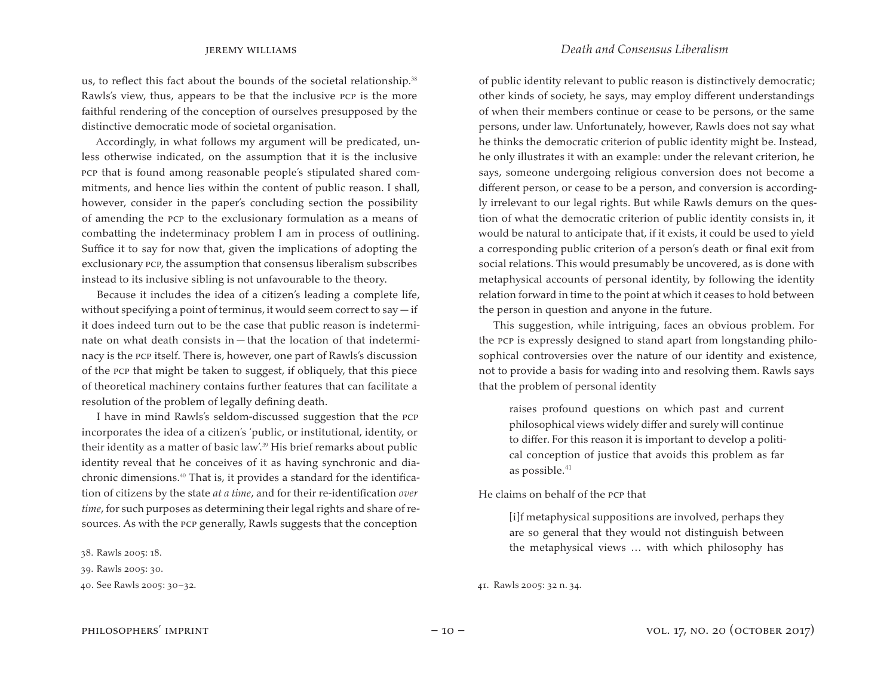us, to reflect this fact about the bounds of the societal relationship.[38] Rawls's view, thus, appears to be that the inclusive PCP is the more faithful rendering of the conception of ourselves presupposed by the distinctive democratic mode of societal organisation.

Accordingly, in what follows my argument will be predicated, unless otherwise indicated, on the assumption that it is the inclusive PCP that is found among reasonable people's stipulated shared commitments, and hence lies within the content of public reason. I shall, however, consider in the paper's concluding section the possibility of amending the PCP to the exclusionary formulation as a means of combatting the indeterminacy problem I am in process of outlining. Suffice it to say for now that, given the implications of adopting the exclusionary PCP, the assumption that consensus liberalism subscribes instead to its inclusive sibling is not unfavourable to the theory.

Because it includes the idea of a citizen's leading a complete life, without specifying a point of terminus, it would seem correct to say — if it does indeed turn out to be the case that public reason is indeterminate on what death consists in — that the location of that indeterminacy is the PCP itself. There is, however, one part of Rawls's discussion of the PCP that might be taken to suggest, if obliquely, that this piece of theoretical machinery contains further features that can facilitate a resolution of the problem of legally defining death.

I have in mind Rawls's seldom-discussed suggestion that the PCP incorporates the idea of a citizen's 'public, or institutional, identity, or their identity as a matter of basic law'.[39] His brief remarks about public identity reveal that he conceives of it as having synchronic and diachronic dimensions.[40] That is, it provides a standard for the identification of citizens by the state *at a time*, and for their re-identification *over time*, for such purposes as determining their legal rights and share of resources. As with the PCP generally, Rawls suggests that the conception of public identity relevant to public reason is distinctively democratic; other kinds of society, he says, may employ different understandings of when their members continue or cease to be persons, or the same persons, under law. Unfortunately, however, Rawls does not say what he thinks the democratic criterion of public identity might be. Instead, he only illustrates it with an example: under the relevant criterion, he says, someone undergoing religious conversion does not become a different person, or cease to be a person, and conversion is accordingly irrelevant to our legal rights. But while Rawls demurs on the question of what the democratic criterion of public identity consists in, it would be natural to anticipate that, if it exists, it could be used to yield a corresponding public criterion of a person's death or final exit from social relations. This would presumably be uncovered, as is done with metaphysical accounts of personal identity, by following the identity relation forward in time to the point at which it ceases to hold between the person in question and anyone in the future.

This suggestion, while intriguing, faces an obvious problem. For the PCP is expressly designed to stand apart from longstanding philosophical controversies over the nature of our identity and existence, not to provide a basis for wading into and resolving them. Rawls says that the problem of personal identity

> raises profound questions on which past and current philosophical views widely differ and surely will continue to differ. For this reason it is important to develop a political conception of justice that avoids this problem as far as possible.[41]

He claims on behalf of the PCP that

> [i]f metaphysical suppositions are involved, perhaps they are so general that they would not distinguish between the metaphysical views … with which philosophy has

38. Rawls 2005: 18.

39. Rawls 2005: 30.

40. See Rawls 2005: 30–32.

41. Rawls 2005: 32 n. 34.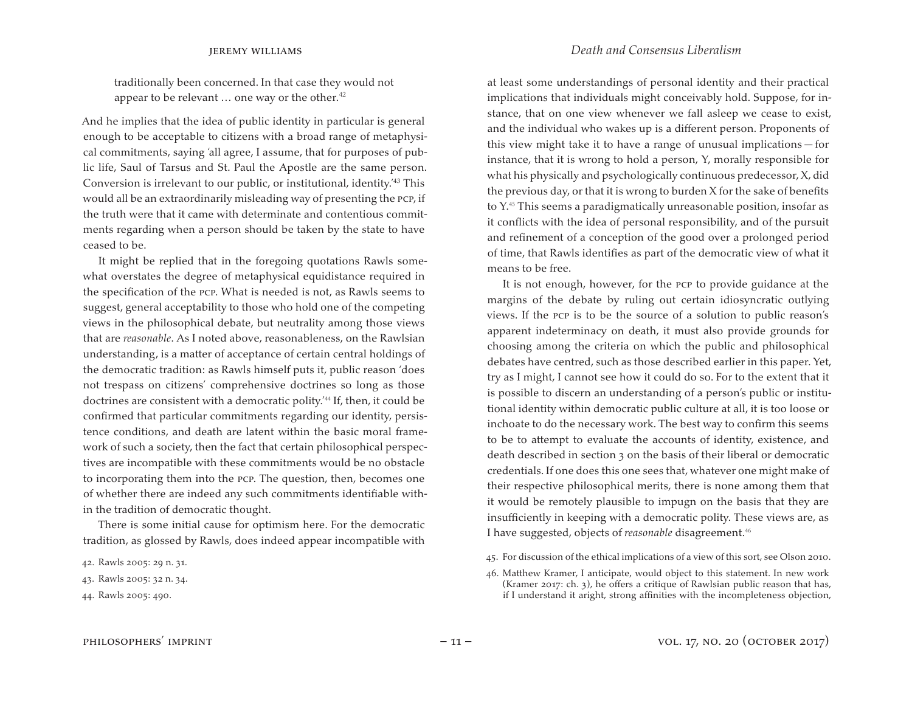traditionally been concerned. In that case they would not appear to be relevant … one way or the other.[42]

And he implies that the idea of public identity in particular is general enough to be acceptable to citizens with a broad range of metaphysical commitments, saying 'all agree, I assume, that for purposes of public life, Saul of Tarsus and St. Paul the Apostle are the same person. Conversion is irrelevant to our public, or institutional, identity.'[43] This would all be an extraordinarily misleading way of presenting the PCP, if the truth were that it came with determinate and contentious commitments regarding when a person should be taken by the state to have ceased to be.

It might be replied that in the foregoing quotations Rawls somewhat overstates the degree of metaphysical equidistance required in the specification of the PCP. What is needed is not, as Rawls seems to suggest, general acceptability to those who hold one of the competing views in the philosophical debate, but neutrality among those views that are *reasonable*. As I noted above, reasonableness, on the Rawlsian understanding, is a matter of acceptance of certain central holdings of the democratic tradition: as Rawls himself puts it, public reason 'does not trespass on citizens' comprehensive doctrines so long as those doctrines are consistent with a democratic polity.'[44] If, then, it could be confirmed that particular commitments regarding our identity, persistence conditions, and death are latent within the basic moral framework of such a society, then the fact that certain philosophical perspectives are incompatible with these commitments would be no obstacle to incorporating them into the PCP. The question, then, becomes one of whether there are indeed any such commitments identifiable within the tradition of democratic thought.

There is some initial cause for optimism here. For the democratic tradition, as glossed by Rawls, does indeed appear incompatible with at least some understandings of personal identity and their practical implications that individuals might conceivably hold. Suppose, for instance, that on one view whenever we fall asleep we cease to exist, and the individual who wakes up is a different person. Proponents of this view might take it to have a range of unusual implications — for instance, that it is wrong to hold a person, Y, morally responsible for what his physically and psychologically continuous predecessor, X, did the previous day, or that it is wrong to burden X for the sake of benefits to Y.[45] This seems a paradigmatically unreasonable position, insofar as it conflicts with the idea of personal responsibility, and of the pursuit and refinement of a conception of the good over a prolonged period of time, that Rawls identifies as part of the democratic view of what it means to be free.

It is not enough, however, for the PCP to provide guidance at the margins of the debate by ruling out certain idiosyncratic outlying views. If the PCP is to be the source of a solution to public reason's apparent indeterminacy on death, it must also provide grounds for choosing among the criteria on which the public and philosophical debates have centred, such as those described earlier in this paper. Yet, try as I might, I cannot see how it could do so. For to the extent that it is possible to discern an understanding of a person's public or institutional identity within democratic public culture at all, it is too loose or inchoate to do the necessary work. The best way to confirm this seems to be to attempt to evaluate the accounts of identity, existence, and death described in section 3 on the basis of their liberal or democratic credentials. If one does this one sees that, whatever one might make of their respective philosophical merits, there is none among them that it would be remotely plausible to impugn on the basis that they are insufficiently in keeping with a democratic polity. These views are, as I have suggested, objects of *reasonable* disagreement.[46]

42. Rawls 2005: 29 n. 31.

43. Rawls 2005: 32 n. 34.

44. Rawls 2005: 490.

45. For discussion of the ethical implications of a view of this sort, see Olson 2010.

46. Matthew Kramer, I anticipate, would object to this statement. In new work (Kramer 2017: ch. 3), he offers a critique of Rawlsian public reason that has, if I understand it aright, strong affinities with the incompleteness objection,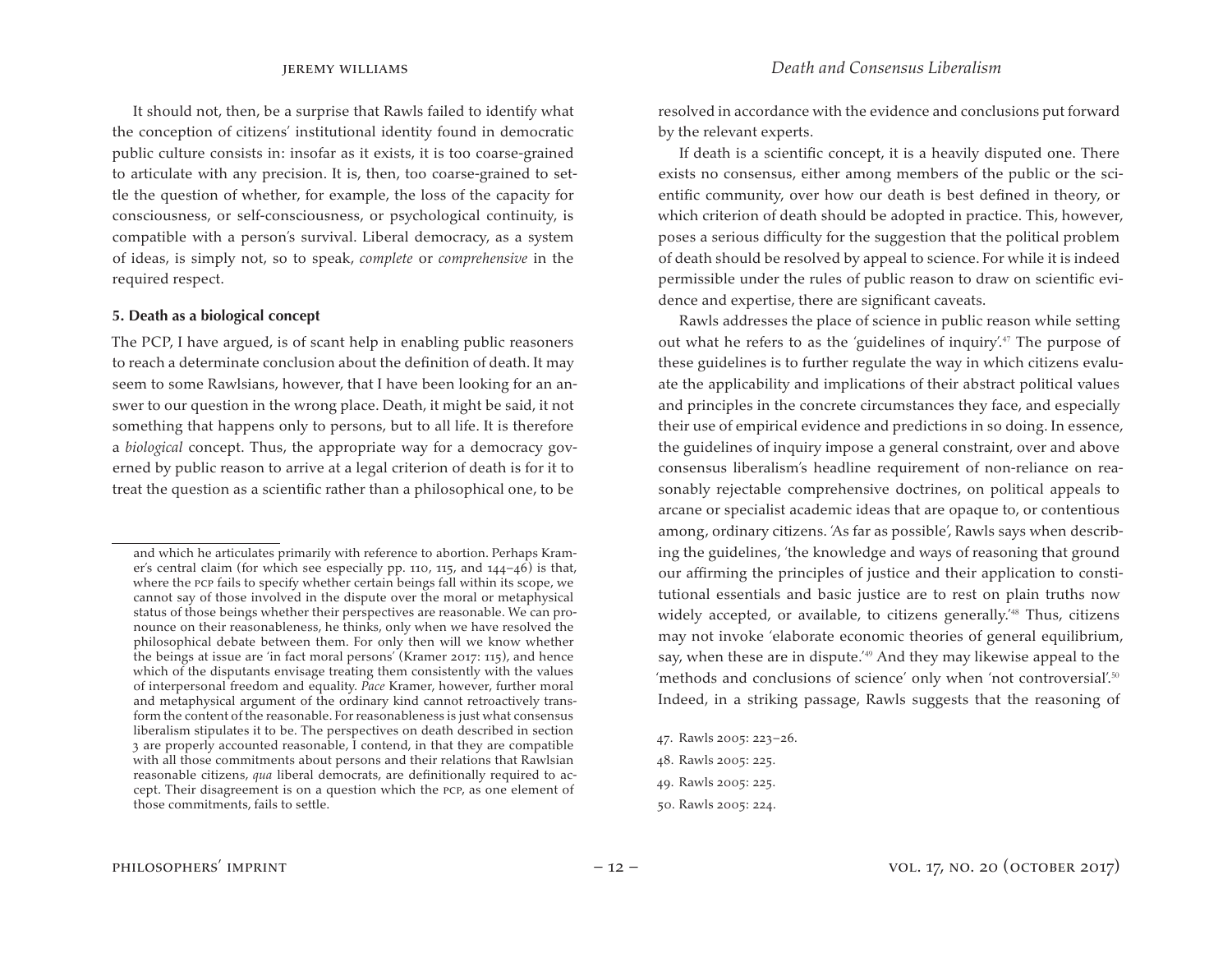It should not, then, be a surprise that Rawls failed to identify what the conception of citizens' institutional identity found in democratic public culture consists in: insofar as it exists, it is too coarse-grained to articulate with any precision. It is, then, too coarse-grained to settle the question of whether, for example, the loss of the capacity for consciousness, or self-consciousness, or psychological continuity, is compatible with a person's survival. Liberal democracy, as a system of ideas, is simply not, so to speak, *complete* or *comprehensive* in the required respect.

### 5. Death as a biological concept

The PCP, I have argued, is of scant help in enabling public reasoners to reach a determinate conclusion about the definition of death. It may seem to some Rawlsians, however, that I have been looking for an answer to our question in the wrong place. Death, it might be said, it not something that happens only to persons, but to all life. It is therefore a *biological* concept. Thus, the appropriate way for a democracy governed by public reason to arrive at a legal criterion of death is for it to treat the question as a scientific rather than a philosophical one, to be resolved in accordance with the evidence and conclusions put forward by the relevant experts.

If death is a scientific concept, it is a heavily disputed one. There exists no consensus, either among members of the public or the scientific community, over how our death is best defined in theory, or which criterion of death should be adopted in practice. This, however, poses a serious difficulty for the suggestion that the political problem of death should be resolved by appeal to science. For while it is indeed permissible under the rules of public reason to draw on scientific evidence and expertise, there are significant caveats.

Rawls addresses the place of science in public reason while setting out what he refers to as the 'guidelines of inquiry'.[47] The purpose of these guidelines is to further regulate the way in which citizens evaluate the applicability and implications of their abstract political values and principles in the concrete circumstances they face, and especially their use of empirical evidence and predictions in so doing. In essence, the guidelines of inquiry impose a general constraint, over and above consensus liberalism's headline requirement of non-reliance on reasonably rejectable comprehensive doctrines, on political appeals to arcane or specialist academic ideas that are opaque to, or contentious among, ordinary citizens. 'As far as possible', Rawls says when describing the guidelines, 'the knowledge and ways of reasoning that ground our affirming the principles of justice and their application to constitutional essentials and basic justice are to rest on plain truths now widely accepted, or available, to citizens generally.'[48] Thus, citizens may not invoke 'elaborate economic theories of general equilibrium, say, when these are in dispute.'[49] And they may likewise appeal to the 'methods and conclusions of science' only when 'not controversial'.[50] Indeed, in a striking passage, Rawls suggests that the reasoning of

---

and which he articulates primarily with reference to abortion. Perhaps Kramer's central claim (for which see especially pp. 110, 115, and 144–46) is that, where the PCP fails to specify whether certain beings fall within its scope, we cannot say of those involved in the dispute over the moral or metaphysical status of those beings whether their perspectives are reasonable. We can pronounce on their reasonableness, he thinks, only when we have resolved the philosophical debate between them. For only then will we know whether the beings at issue are 'in fact moral persons' (Kramer 2017: 115), and hence which of the disputants envisage treating them consistently with the values of interpersonal freedom and equality. *Pace* Kramer, however, further moral and metaphysical argument of the ordinary kind cannot retroactively transform the content of the reasonable. For reasonableness is just what consensus liberalism stipulates it to be. The perspectives on death described in section 3 are properly accounted reasonable, I contend, in that they are compatible with all those commitments about persons and their relations that Rawlsian reasonable citizens, *qua* liberal democrats, are definitionally required to accept. Their disagreement is on a question which the PCP, as one element of those commitments, fails to settle.

47. Rawls 2005: 223–26.

48. Rawls 2005: 225.

49. Rawls 2005: 225.

50. Rawls 2005: 224.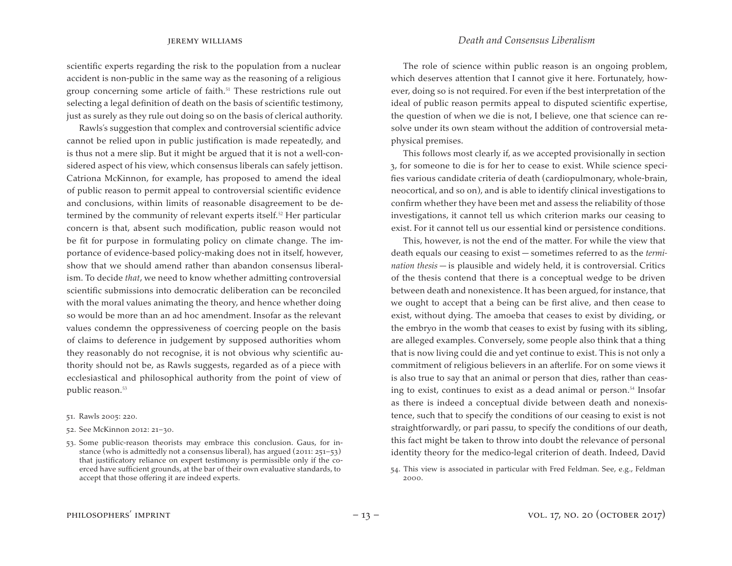scientific experts regarding the risk to the population from a nuclear accident is non-public in the same way as the reasoning of a religious group concerning some article of faith.[51] These restrictions rule out selecting a legal definition of death on the basis of scientific testimony, just as surely as they rule out doing so on the basis of clerical authority.

Rawls's suggestion that complex and controversial scientific advice cannot be relied upon in public justification is made repeatedly, and is thus not a mere slip. But it might be argued that it is not a well-considered aspect of his view, which consensus liberals can safely jettison. Catriona McKinnon, for example, has proposed to amend the ideal of public reason to permit appeal to controversial scientific evidence and conclusions, within limits of reasonable disagreement to be determined by the community of relevant experts itself.[52] Her particular concern is that, absent such modification, public reason would not be fit for purpose in formulating policy on climate change. The importance of evidence-based policy-making does not in itself, however, show that we should amend rather than abandon consensus liberalism. To decide *that*, we need to know whether admitting controversial scientific submissions into democratic deliberation can be reconciled with the moral values animating the theory, and hence whether doing so would be more than an ad hoc amendment. Insofar as the relevant values condemn the oppressiveness of coercing people on the basis of claims to deference in judgement by supposed authorities whom they reasonably do not recognise, it is not obvious why scientific authority should not be, as Rawls suggests, regarded as of a piece with ecclesiastical and philosophical authority from the point of view of public reason.[53]

51. Rawls 2005: 220.

52. See McKinnon 2012: 21–30.

53. Some public-reason theorists may embrace this conclusion. Gaus, for instance (who is admittedly not a consensus liberal), has argued (2011: 251–53) that justificatory reliance on expert testimony is permissible only if the coerced have sufficient grounds, at the bar of their own evaluative standards, to accept that those offering it are indeed experts.

The role of science within public reason is an ongoing problem, which deserves attention that I cannot give it here. Fortunately, however, doing so is not required. For even if the best interpretation of the ideal of public reason permits appeal to disputed scientific expertise, the question of when we die is not, I believe, one that science can resolve under its own steam without the addition of controversial metaphysical premises.

This follows most clearly if, as we accepted provisionally in section 3, for someone to die is for her to cease to exist. While science specifies various candidate criteria of death (cardiopulmonary, whole-brain, neocortical, and so on), and is able to identify clinical investigations to confirm whether they have been met and assess the reliability of those investigations, it cannot tell us which criterion marks our ceasing to exist. For it cannot tell us our essential kind or persistence conditions.

This, however, is not the end of the matter. For while the view that death equals our ceasing to exist — sometimes referred to as the *termination thesis* — is plausible and widely held, it is controversial. Critics of the thesis contend that there is a conceptual wedge to be driven between death and nonexistence. It has been argued, for instance, that we ought to accept that a being can be first alive, and then cease to exist, without dying. The amoeba that ceases to exist by dividing, or the embryo in the womb that ceases to exist by fusing with its sibling, are alleged examples. Conversely, some people also think that a thing that is now living could die and yet continue to exist. This is not only a commitment of religious believers in an afterlife. For on some views it is also true to say that an animal or person that dies, rather than ceasing to exist, continues to exist as a dead animal or person.[54] Insofar as there is indeed a conceptual divide between death and nonexistence, such that to specify the conditions of our ceasing to exist is not straightforwardly, or pari passu, to specify the conditions of our death, this fact might be taken to throw into doubt the relevance of personal identity theory for the medico-legal criterion of death. Indeed, David

54. This view is associated in particular with Fred Feldman. See, e.g., Feldman 2000.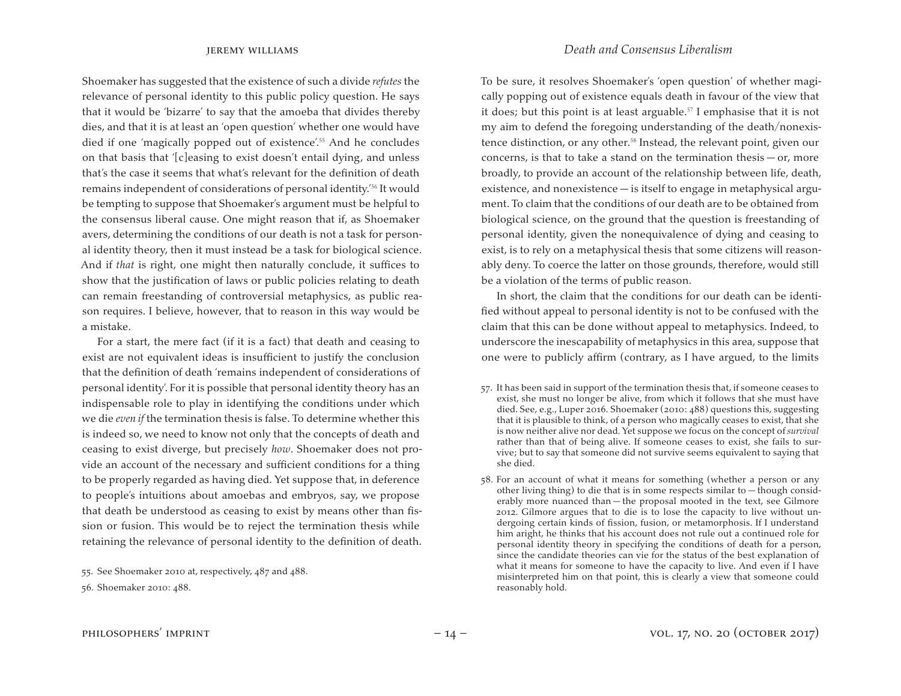Shoemaker has suggested that the existence of such a divide *refutes* the relevance of personal identity to this public policy question. He says that it would be 'bizarre' to say that the amoeba that divides thereby dies, and that it is at least an 'open question' whether one would have died if one 'magically popped out of existence'.[55] And he concludes on that basis that '[c]easing to exist doesn't entail dying, and unless that's the case it seems that what's relevant for the definition of death remains independent of considerations of personal identity.'[56] It would be tempting to suppose that Shoemaker's argument must be helpful to the consensus liberal cause. One might reason that if, as Shoemaker avers, determining the conditions of our death is not a task for personal identity theory, then it must instead be a task for biological science. And if *that* is right, one might then naturally conclude, it suffices to show that the justification of laws or public policies relating to death can remain freestanding of controversial metaphysics, as public reason requires. I believe, however, that to reason in this way would be a mistake.

For a start, the mere fact (if it is a fact) that death and ceasing to exist are not equivalent ideas is insufficient to justify the conclusion that the definition of death 'remains independent of considerations of personal identity'. For it is possible that personal identity theory has an indispensable role to play in identifying the conditions under which we die *even if* the termination thesis is false. To determine whether this is indeed so, we need to know not only that the concepts of death and ceasing to exist diverge, but precisely *how*. Shoemaker does not provide an account of the necessary and sufficient conditions for a thing to be properly regarded as having died. Yet suppose that, in deference to people's intuitions about amoebas and embryos, say, we propose that death be understood as ceasing to exist by means other than fission or fusion. This would be to reject the termination thesis while retaining the relevance of personal identity to the definition of death. To be sure, it resolves Shoemaker's 'open question' of whether magically popping out of existence equals death in favour of the view that it does; but this point is at least arguable.[57] I emphasise that it is not my aim to defend the foregoing understanding of the death/nonexistence distinction, or any other.[58] Instead, the relevant point, given our concerns, is that to take a stand on the termination thesis — or, more broadly, to provide an account of the relationship between life, death, existence, and nonexistence — is itself to engage in metaphysical argument. To claim that the conditions of our death are to be obtained from biological science, on the ground that the question is freestanding of personal identity, given the nonequivalence of dying and ceasing to exist, is to rely on a metaphysical thesis that some citizens will reasonably deny. To coerce the latter on those grounds, therefore, would still be a violation of the terms of public reason.

In short, the claim that the conditions for our death can be identified without appeal to personal identity is not to be confused with the claim that this can be done without appeal to metaphysics. Indeed, to underscore the inescapability of metaphysics in this area, suppose that one were to publicly affirm (contrary, as I have argued, to the limits

---

55. See Shoemaker 2010 at, respectively, 487 and 488.

56. Shoemaker 2010: 488.

57. It has been said in support of the termination thesis that, if someone ceases to exist, she must no longer be alive, from which it follows that she must have died. See, e.g., Luper 2016. Shoemaker (2010: 488) questions this, suggesting that it is plausible to think, of a person who magically ceases to exist, that she is now neither alive nor dead. Yet suppose we focus on the concept of *survival* rather than that of being alive. If someone ceases to exist, she fails to survive; but to say that someone did not survive seems equivalent to saying that she died.

58. For an account of what it means for something (whether a person or any other living thing) to die that is in some respects similar to — though considerably more nuanced than — the proposal mooted in the text, see Gilmore 2012. Gilmore argues that to die is to lose the capacity to live without undergoing certain kinds of fission, fusion, or metamorphosis. If I understand him aright, he thinks that his account does not rule out a continued role for personal identity theory in specifying the conditions of death for a person, since the candidate theories can vie for the status of the best explanation of what it means for someone to have the capacity to live. And even if I have misinterpreted him on that point, this is clearly a view that someone could reasonably hold.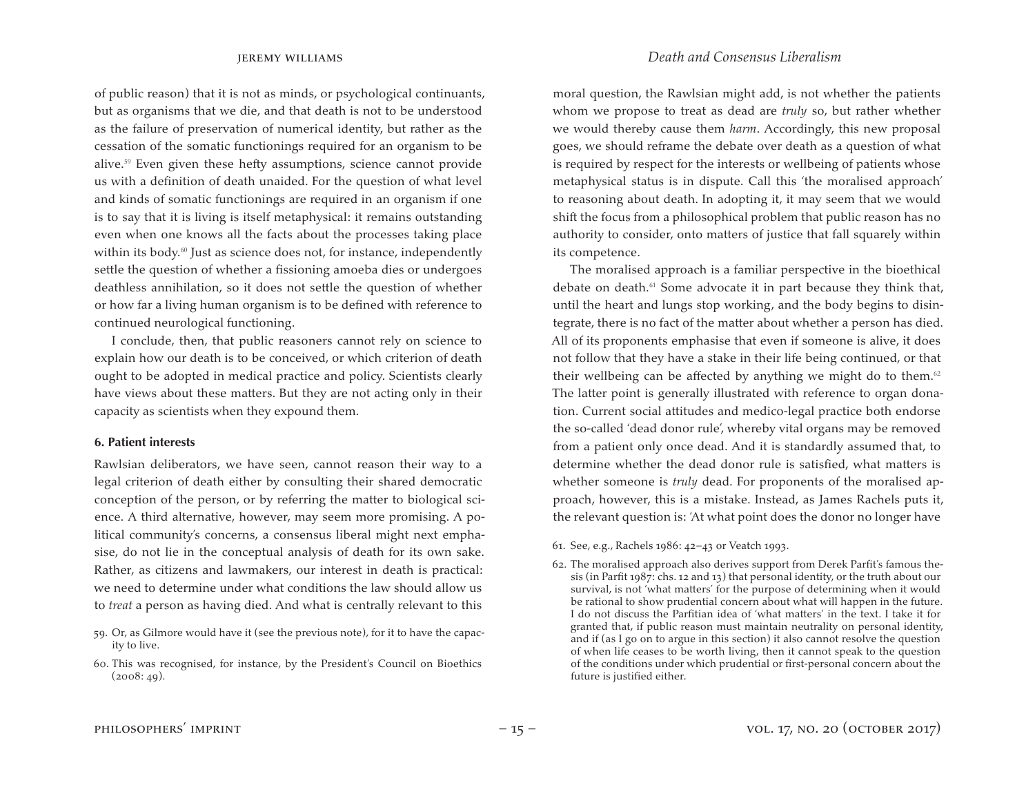of public reason) that it is not as minds, or psychological continuants, but as organisms that we die, and that death is not to be understood as the failure of preservation of numerical identity, but rather as the cessation of the somatic functionings required for an organism to be alive.[59] Even given these hefty assumptions, science cannot provide us with a definition of death unaided. For the question of what level and kinds of somatic functionings are required in an organism if one is to say that it is living is itself metaphysical: it remains outstanding even when one knows all the facts about the processes taking place within its body.[60] Just as science does not, for instance, independently settle the question of whether a fissioning amoeba dies or undergoes deathless annihilation, so it does not settle the question of whether or how far a living human organism is to be defined with reference to continued neurological functioning.

I conclude, then, that public reasoners cannot rely on science to explain how our death is to be conceived, or which criterion of death ought to be adopted in medical practice and policy. Scientists clearly have views about these matters. But they are not acting only in their capacity as scientists when they expound them.

### 6. Patient interests

Rawlsian deliberators, we have seen, cannot reason their way to a legal criterion of death either by consulting their shared democratic conception of the person, or by referring the matter to biological science. A third alternative, however, may seem more promising. A political community's concerns, a consensus liberal might next emphasise, do not lie in the conceptual analysis of death for its own sake. Rather, as citizens and lawmakers, our interest in death is practical: we need to determine under what conditions the law should allow us to *treat* a person as having died. And what is centrally relevant to this moral question, the Rawlsian might add, is not whether the patients whom we propose to treat as dead are *truly* so, but rather whether we would thereby cause them *harm*. Accordingly, this new proposal goes, we should reframe the debate over death as a question of what is required by respect for the interests or wellbeing of patients whose metaphysical status is in dispute. Call this 'the moralised approach' to reasoning about death. In adopting it, it may seem that we would shift the focus from a philosophical problem that public reason has no authority to consider, onto matters of justice that fall squarely within its competence.

The moralised approach is a familiar perspective in the bioethical debate on death.[61] Some advocate it in part because they think that, until the heart and lungs stop working, and the body begins to disintegrate, there is no fact of the matter about whether a person has died. All of its proponents emphasise that even if someone is alive, it does not follow that they have a stake in their life being continued, or that their wellbeing can be affected by anything we might do to them.[62] The latter point is generally illustrated with reference to organ donation. Current social attitudes and medico-legal practice both endorse the so-called 'dead donor rule', whereby vital organs may be removed from a patient only once dead. And it is standardly assumed that, to determine whether the dead donor rule is satisfied, what matters is whether someone is *truly* dead. For proponents of the moralised approach, however, this is a mistake. Instead, as James Rachels puts it, the relevant question is: 'At what point does the donor no longer have

59. Or, as Gilmore would have it (see the previous note), for it to have the capacity to live.

60. This was recognised, for instance, by the President's Council on Bioethics (2008: 49).

61. See, e.g., Rachels 1986: 42–43 or Veatch 1993.

62. The moralised approach also derives support from Derek Parfit's famous thesis (in Parfit 1987: chs. 12 and 13) that personal identity, or the truth about our survival, is not 'what matters' for the purpose of determining when it would be rational to show prudential concern about what will happen in the future. I do not discuss the Parfitian idea of 'what matters' in the text. I take it for granted that, if public reason must maintain neutrality on personal identity, and if (as I go on to argue in this section) it also cannot resolve the question of when life ceases to be worth living, then it cannot speak to the question of the conditions under which prudential or first-personal concern about the future is justified either.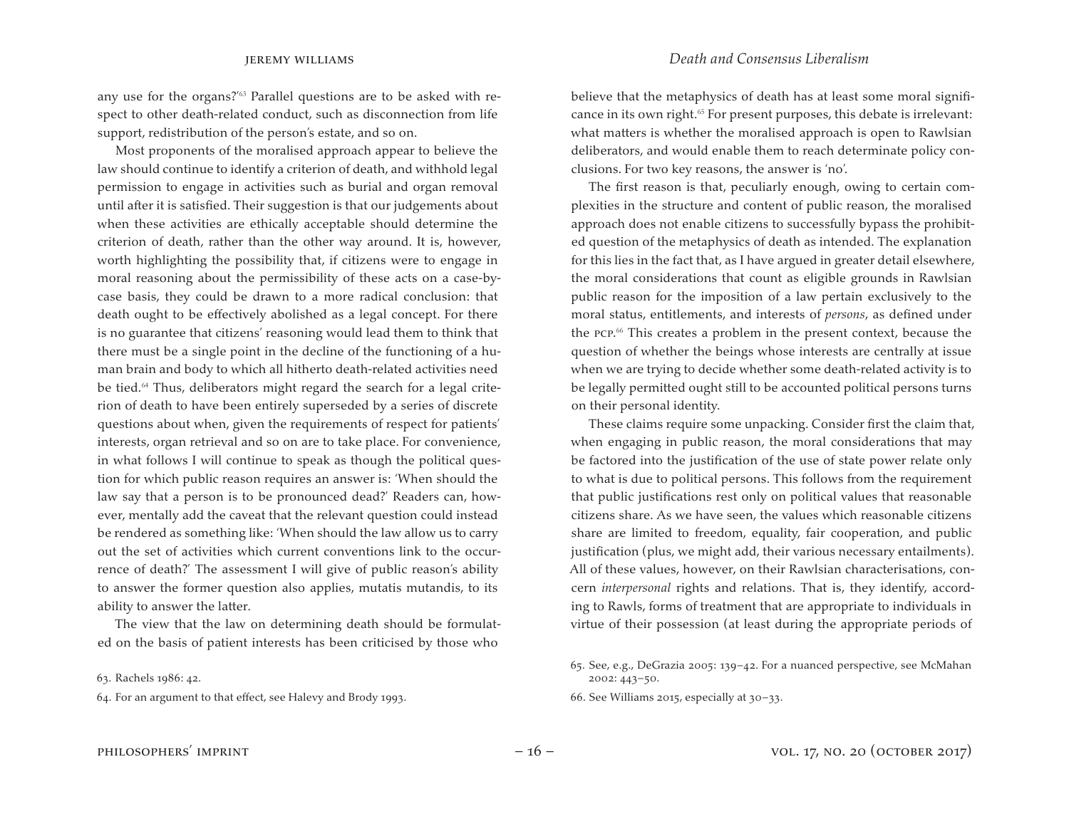any use for the organs?'[63] Parallel questions are to be asked with respect to other death-related conduct, such as disconnection from life support, redistribution of the person's estate, and so on.

Most proponents of the moralised approach appear to believe the law should continue to identify a criterion of death, and withhold legal permission to engage in activities such as burial and organ removal until after it is satisfied. Their suggestion is that our judgements about when these activities are ethically acceptable should determine the criterion of death, rather than the other way around. It is, however, worth highlighting the possibility that, if citizens were to engage in moral reasoning about the permissibility of these acts on a case-by-case basis, they could be drawn to a more radical conclusion: that death ought to be effectively abolished as a legal concept. For there is no guarantee that citizens' reasoning would lead them to think that there must be a single point in the decline of the functioning of a human brain and body to which all hitherto death-related activities need be tied.[64] Thus, deliberators might regard the search for a legal criterion of death to have been entirely superseded by a series of discrete questions about when, given the requirements of respect for patients' interests, organ retrieval and so on are to take place. For convenience, in what follows I will continue to speak as though the political question for which public reason requires an answer is: 'When should the law say that a person is to be pronounced dead?' Readers can, however, mentally add the caveat that the relevant question could instead be rendered as something like: 'When should the law allow us to carry out the set of activities which current conventions link to the occurrence of death?' The assessment I will give of public reason's ability to answer the former question also applies, mutatis mutandis, to its ability to answer the latter.

The view that the law on determining death should be formulated on the basis of patient interests has been criticised by those who believe that the metaphysics of death has at least some moral significance in its own right.[65] For present purposes, this debate is irrelevant: what matters is whether the moralised approach is open to Rawlsian deliberators, and would enable them to reach determinate policy conclusions. For two key reasons, the answer is 'no'.

The first reason is that, peculiarly enough, owing to certain complexities in the structure and content of public reason, the moralised approach does not enable citizens to successfully bypass the prohibited question of the metaphysics of death as intended. The explanation for this lies in the fact that, as I have argued in greater detail elsewhere, the moral considerations that count as eligible grounds in Rawlsian public reason for the imposition of a law pertain exclusively to the moral status, entitlements, and interests of *persons*, as defined under the PCP.[66] This creates a problem in the present context, because the question of whether the beings whose interests are centrally at issue when we are trying to decide whether some death-related activity is to be legally permitted ought still to be accounted political persons turns on their personal identity.

These claims require some unpacking. Consider first the claim that, when engaging in public reason, the moral considerations that may be factored into the justification of the use of state power relate only to what is due to political persons. This follows from the requirement that public justifications rest only on political values that reasonable citizens share. As we have seen, the values which reasonable citizens share are limited to freedom, equality, fair cooperation, and public justification (plus, we might add, their various necessary entailments). All of these values, however, on their Rawlsian characterisations, concern *interpersonal* rights and relations. That is, they identify, according to Rawls, forms of treatment that are appropriate to individuals in virtue of their possession (at least during the appropriate periods of

63. Rachels 1986: 42.

64. For an argument to that effect, see Halevy and Brody 1993.

65. See, e.g., DeGrazia 2005: 139–42. For a nuanced perspective, see McMahan 2002: 443–50.

66. See Williams 2015, especially at 30–33.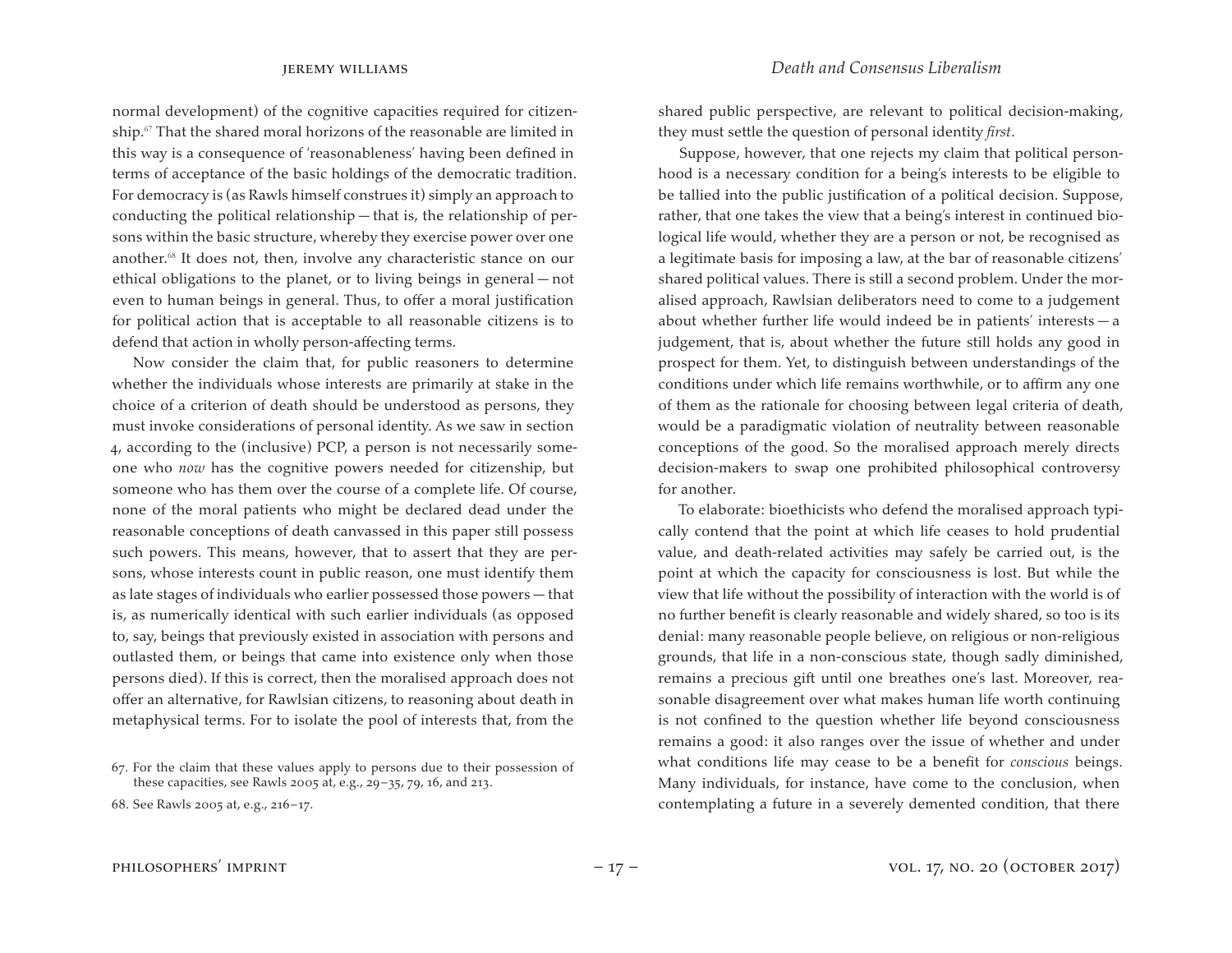normal development) of the cognitive capacities required for citizenship.[67] That the shared moral horizons of the reasonable are limited in this way is a consequence of 'reasonableness' having been defined in terms of acceptance of the basic holdings of the democratic tradition. For democracy is (as Rawls himself construes it) simply an approach to conducting the political relationship — that is, the relationship of persons within the basic structure, whereby they exercise power over one another.[68] It does not, then, involve any characteristic stance on our ethical obligations to the planet, or to living beings in general — not even to human beings in general. Thus, to offer a moral justification for political action that is acceptable to all reasonable citizens is to defend that action in wholly person-affecting terms.

Now consider the claim that, for public reasoners to determine whether the individuals whose interests are primarily at stake in the choice of a criterion of death should be understood as persons, they must invoke considerations of personal identity. As we saw in section 4, according to the (inclusive) PCP, a person is not necessarily someone who *now* has the cognitive powers needed for citizenship, but someone who has them over the course of a complete life. Of course, none of the moral patients who might be declared dead under the reasonable conceptions of death canvassed in this paper still possess such powers. This means, however, that to assert that they are persons, whose interests count in public reason, one must identify them as late stages of individuals who earlier possessed those powers — that is, as numerically identical with such earlier individuals (as opposed to, say, beings that previously existed in association with persons and outlasted them, or beings that came into existence only when those persons died). If this is correct, then the moralised approach does not offer an alternative, for Rawlsian citizens, to reasoning about death in metaphysical terms. For to isolate the pool of interests that, from the shared public perspective, are relevant to political decision-making, they must settle the question of personal identity *first*.

Suppose, however, that one rejects my claim that political personhood is a necessary condition for a being's interests to be eligible to be tallied into the public justification of a political decision. Suppose, rather, that one takes the view that a being's interest in continued biological life would, whether they are a person or not, be recognised as a legitimate basis for imposing a law, at the bar of reasonable citizens' shared political values. There is still a second problem. Under the moralised approach, Rawlsian deliberators need to come to a judgement about whether further life would indeed be in patients' interests — a judgement, that is, about whether the future still holds any good in prospect for them. Yet, to distinguish between understandings of the conditions under which life remains worthwhile, or to affirm any one of them as the rationale for choosing between legal criteria of death, would be a paradigmatic violation of neutrality between reasonable conceptions of the good. So the moralised approach merely directs decision-makers to swap one prohibited philosophical controversy for another.

To elaborate: bioethicists who defend the moralised approach typically contend that the point at which life ceases to hold prudential value, and death-related activities may safely be carried out, is the point at which the capacity for consciousness is lost. But while the view that life without the possibility of interaction with the world is of no further benefit is clearly reasonable and widely shared, so too is its denial: many reasonable people believe, on religious or non-religious grounds, that life in a non-conscious state, though sadly diminished, remains a precious gift until one breathes one's last. Moreover, reasonable disagreement over what makes human life worth continuing is not confined to the question whether life beyond consciousness remains a good: it also ranges over the issue of whether and under what conditions life may cease to be a benefit for *conscious* beings. Many individuals, for instance, have come to the conclusion, when contemplating a future in a severely demented condition, that there

67. For the claim that these values apply to persons due to their possession of these capacities, see Rawls 2005 at, e.g., 29–35, 79, 16, and 213.

68. See Rawls 2005 at, e.g., 216–17.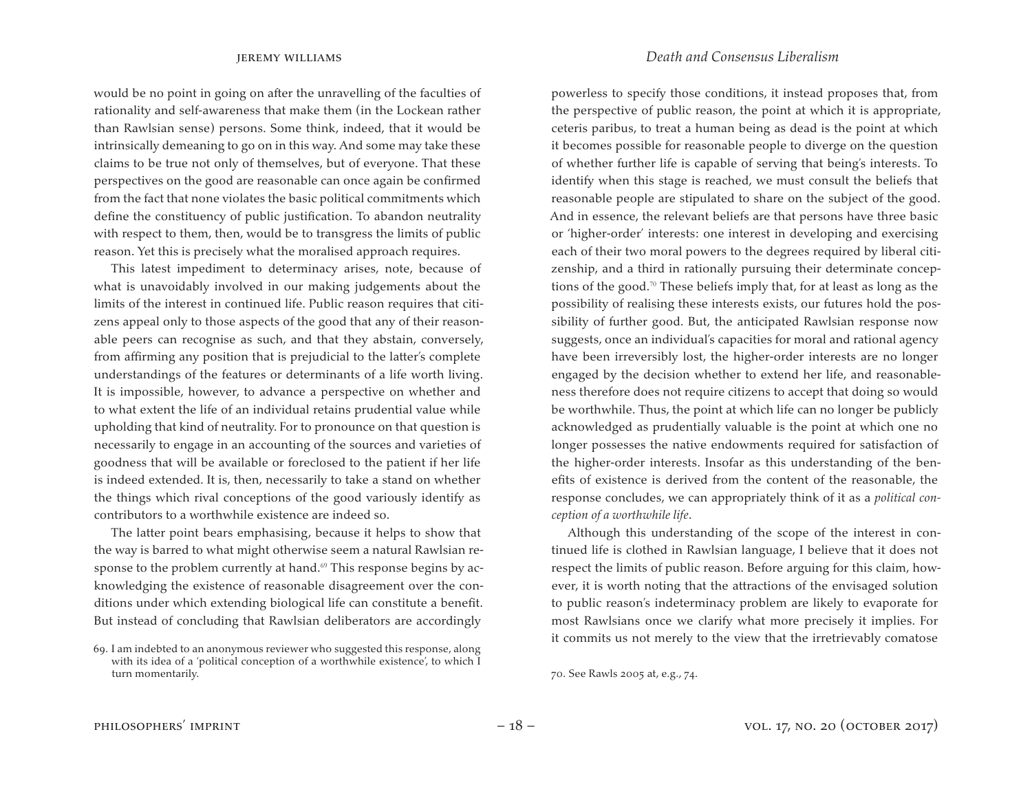would be no point in going on after the unravelling of the faculties of rationality and self-awareness that make them (in the Lockean rather than Rawlsian sense) persons. Some think, indeed, that it would be intrinsically demeaning to go on in this way. And some may take these claims to be true not only of themselves, but of everyone. That these perspectives on the good are reasonable can once again be confirmed from the fact that none violates the basic political commitments which define the constituency of public justification. To abandon neutrality with respect to them, then, would be to transgress the limits of public reason. Yet this is precisely what the moralised approach requires.

This latest impediment to determinacy arises, note, because of what is unavoidably involved in our making judgements about the limits of the interest in continued life. Public reason requires that citizens appeal only to those aspects of the good that any of their reasonable peers can recognise as such, and that they abstain, conversely, from affirming any position that is prejudicial to the latter's complete understandings of the features or determinants of a life worth living. It is impossible, however, to advance a perspective on whether and to what extent the life of an individual retains prudential value while upholding that kind of neutrality. For to pronounce on that question is necessarily to engage in an accounting of the sources and varieties of goodness that will be available or foreclosed to the patient if her life is indeed extended. It is, then, necessarily to take a stand on whether the things which rival conceptions of the good variously identify as contributors to a worthwhile existence are indeed so.

The latter point bears emphasising, because it helps to show that the way is barred to what might otherwise seem a natural Rawlsian response to the problem currently at hand.[69] This response begins by acknowledging the existence of reasonable disagreement over the conditions under which extending biological life can constitute a benefit. But instead of concluding that Rawlsian deliberators are accordingly powerless to specify those conditions, it instead proposes that, from the perspective of public reason, the point at which it is appropriate, ceteris paribus, to treat a human being as dead is the point at which it becomes possible for reasonable people to diverge on the question of whether further life is capable of serving that being's interests. To identify when this stage is reached, we must consult the beliefs that reasonable people are stipulated to share on the subject of the good. And in essence, the relevant beliefs are that persons have three basic or 'higher-order' interests: one interest in developing and exercising each of their two moral powers to the degrees required by liberal citizenship, and a third in rationally pursuing their determinate conceptions of the good.[70] These beliefs imply that, for at least as long as the possibility of realising these interests exists, our futures hold the possibility of further good. But, the anticipated Rawlsian response now suggests, once an individual's capacities for moral and rational agency have been irreversibly lost, the higher-order interests are no longer engaged by the decision whether to extend her life, and reasonableness therefore does not require citizens to accept that doing so would be worthwhile. Thus, the point at which life can no longer be publicly acknowledged as prudentially valuable is the point at which one no longer possesses the native endowments required for satisfaction of the higher-order interests. Insofar as this understanding of the benefits of existence is derived from the content of the reasonable, the response concludes, we can appropriately think of it as a *political conception of a worthwhile life*.

Although this understanding of the scope of the interest in continued life is clothed in Rawlsian language, I believe that it does not respect the limits of public reason. Before arguing for this claim, however, it is worth noting that the attractions of the envisaged solution to public reason's indeterminacy problem are likely to evaporate for most Rawlsians once we clarify what more precisely it implies. For it commits us not merely to the view that the irretrievably comatose

69. I am indebted to an anonymous reviewer who suggested this response, along with its idea of a 'political conception of a worthwhile existence', to which I turn momentarily.

70. See Rawls 2005 at, e.g., 74.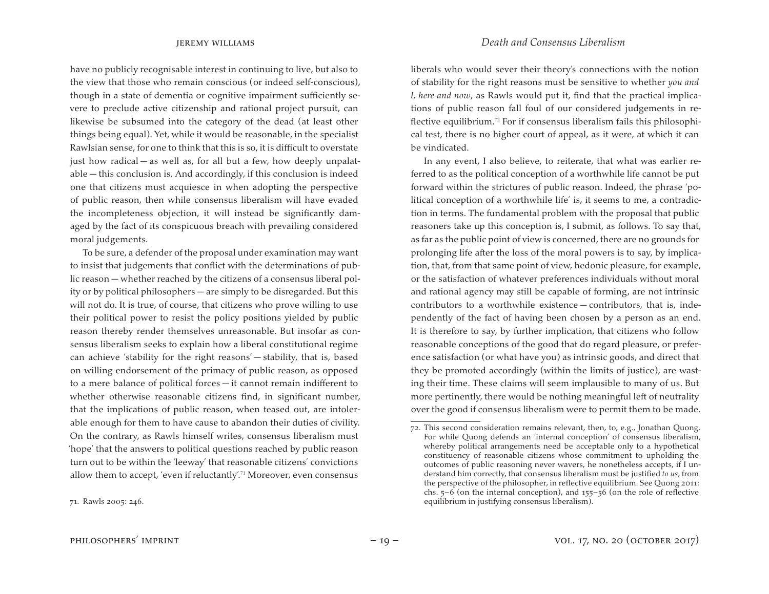have no publicly recognisable interest in continuing to live, but also to the view that those who remain conscious (or indeed self-conscious), though in a state of dementia or cognitive impairment sufficiently severe to preclude active citizenship and rational project pursuit, can likewise be subsumed into the category of the dead (at least other things being equal). Yet, while it would be reasonable, in the specialist Rawlsian sense, for one to think that this is so, it is difficult to overstate just how radical — as well as, for all but a few, how deeply unpalatable — this conclusion is. And accordingly, if this conclusion is indeed one that citizens must acquiesce in when adopting the perspective of public reason, then while consensus liberalism will have evaded the incompleteness objection, it will instead be significantly damaged by the fact of its conspicuous breach with prevailing considered moral judgements.

To be sure, a defender of the proposal under examination may want to insist that judgements that conflict with the determinations of public reason — whether reached by the citizens of a consensus liberal polity or by political philosophers — are simply to be disregarded. But this will not do. It is true, of course, that citizens who prove willing to use their political power to resist the policy positions yielded by public reason thereby render themselves unreasonable. But insofar as consensus liberalism seeks to explain how a liberal constitutional regime can achieve 'stability for the right reasons' — stability, that is, based on willing endorsement of the primacy of public reason, as opposed to a mere balance of political forces — it cannot remain indifferent to whether otherwise reasonable citizens find, in significant number, that the implications of public reason, when teased out, are intolerable enough for them to have cause to abandon their duties of civility. On the contrary, as Rawls himself writes, consensus liberalism must 'hope' that the answers to political questions reached by public reason turn out to be within the 'leeway' that reasonable citizens' convictions allow them to accept, 'even if reluctantly'.[71] Moreover, even consensus liberals who would sever their theory's connections with the notion of stability for the right reasons must be sensitive to whether *you and I, here and now*, as Rawls would put it, find that the practical implications of public reason fall foul of our considered judgements in reflective equilibrium.[72] For if consensus liberalism fails this philosophical test, there is no higher court of appeal, as it were, at which it can be vindicated.

In any event, I also believe, to reiterate, that what was earlier referred to as the political conception of a worthwhile life cannot be put forward within the strictures of public reason. Indeed, the phrase 'political conception of a worthwhile life' is, it seems to me, a contradiction in terms. The fundamental problem with the proposal that public reasoners take up this conception is, I submit, as follows. To say that, as far as the public point of view is concerned, there are no grounds for prolonging life after the loss of the moral powers is to say, by implication, that, from that same point of view, hedonic pleasure, for example, or the satisfaction of whatever preferences individuals without moral and rational agency may still be capable of forming, are not intrinsic contributors to a worthwhile existence — contributors, that is, independently of the fact of having been chosen by a person as an end. It is therefore to say, by further implication, that citizens who follow reasonable conceptions of the good that do regard pleasure, or preference satisfaction (or what have you) as intrinsic goods, and direct that they be promoted accordingly (within the limits of justice), are wasting their time. These claims will seem implausible to many of us. But more pertinently, there would be nothing meaningful left of neutrality over the good if consensus liberalism were to permit them to be made.

71. Rawls 2005: 246.

72. This second consideration remains relevant, then, to, e.g., Jonathan Quong. For while Quong defends an 'internal conception' of consensus liberalism, whereby political arrangements need be acceptable only to a hypothetical constituency of reasonable citizens whose commitment to upholding the outcomes of public reasoning never wavers, he nonetheless accepts, if I understand him correctly, that consensus liberalism must be justified *to us*, from the perspective of the philosopher, in reflective equilibrium. See Quong 2011: chs. 5–6 (on the internal conception), and 155–56 (on the role of reflective equilibrium in justifying consensus liberalism).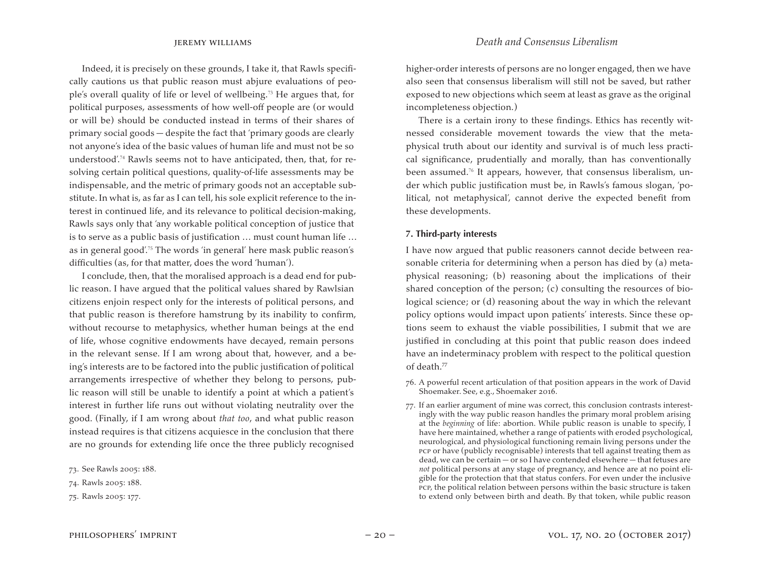Indeed, it is precisely on these grounds, I take it, that Rawls specifically cautions us that public reason must abjure evaluations of people's overall quality of life or level of wellbeing.[73] He argues that, for political purposes, assessments of how well-off people are (or would or will be) should be conducted instead in terms of their shares of primary social goods — despite the fact that 'primary goods are clearly not anyone's idea of the basic values of human life and must not be so understood'.[74] Rawls seems not to have anticipated, then, that, for resolving certain political questions, quality-of-life assessments may be indispensable, and the metric of primary goods not an acceptable substitute. In what is, as far as I can tell, his sole explicit reference to the interest in continued life, and its relevance to political decision-making, Rawls says only that 'any workable political conception of justice that is to serve as a public basis of justification … must count human life … as in general good'.[75] The words 'in general' here mask public reason's difficulties (as, for that matter, does the word 'human').

I conclude, then, that the moralised approach is a dead end for public reason. I have argued that the political values shared by Rawlsian citizens enjoin respect only for the interests of political persons, and that public reason is therefore hamstrung by its inability to confirm, without recourse to metaphysics, whether human beings at the end of life, whose cognitive endowments have decayed, remain persons in the relevant sense. If I am wrong about that, however, and a being's interests are to be factored into the public justification of political arrangements irrespective of whether they belong to persons, public reason will still be unable to identify a point at which a patient's interest in further life runs out without violating neutrality over the good. (Finally, if I am wrong about *that too*, and what public reason instead requires is that citizens acquiesce in the conclusion that there are no grounds for extending life once the three publicly recognised higher-order interests of persons are no longer engaged, then we have also seen that consensus liberalism will still not be saved, but rather exposed to new objections which seem at least as grave as the original incompleteness objection.)

There is a certain irony to these findings. Ethics has recently witnessed considerable movement towards the view that the metaphysical truth about our identity and survival is of much less practical significance, prudentially and morally, than has conventionally been assumed.[76] It appears, however, that consensus liberalism, under which public justification must be, in Rawls's famous slogan, 'political, not metaphysical', cannot derive the expected benefit from these developments.

### 7. Third-party interests

I have now argued that public reasoners cannot decide between reasonable criteria for determining when a person has died by (a) metaphysical reasoning; (b) reasoning about the implications of their shared conception of the person; (c) consulting the resources of biological science; or (d) reasoning about the way in which the relevant policy options would impact upon patients' interests. Since these options seem to exhaust the viable possibilities, I submit that we are justified in concluding at this point that public reason does indeed have an indeterminacy problem with respect to the political question of death.[77]

73. See Rawls 2005: 188.

74. Rawls 2005: 188.

75. Rawls 2005: 177.

76. A powerful recent articulation of that position appears in the work of David Shoemaker. See, e.g., Shoemaker 2016.

77. If an earlier argument of mine was correct, this conclusion contrasts interestingly with the way public reason handles the primary moral problem arising at the *beginning* of life: abortion. While public reason is unable to specify, I have here maintained, whether a range of patients with eroded psychological, neurological, and physiological functioning remain living persons under the PCP or have (publicly recognisable) interests that tell against treating them as dead, we can be certain — or so I have contended elsewhere — that fetuses are *not* political persons at any stage of pregnancy, and hence are at no point eligible for the protection that that status confers. For even under the inclusive PCP, the political relation between persons within the basic structure is taken to extend only between birth and death. By that token, while public reason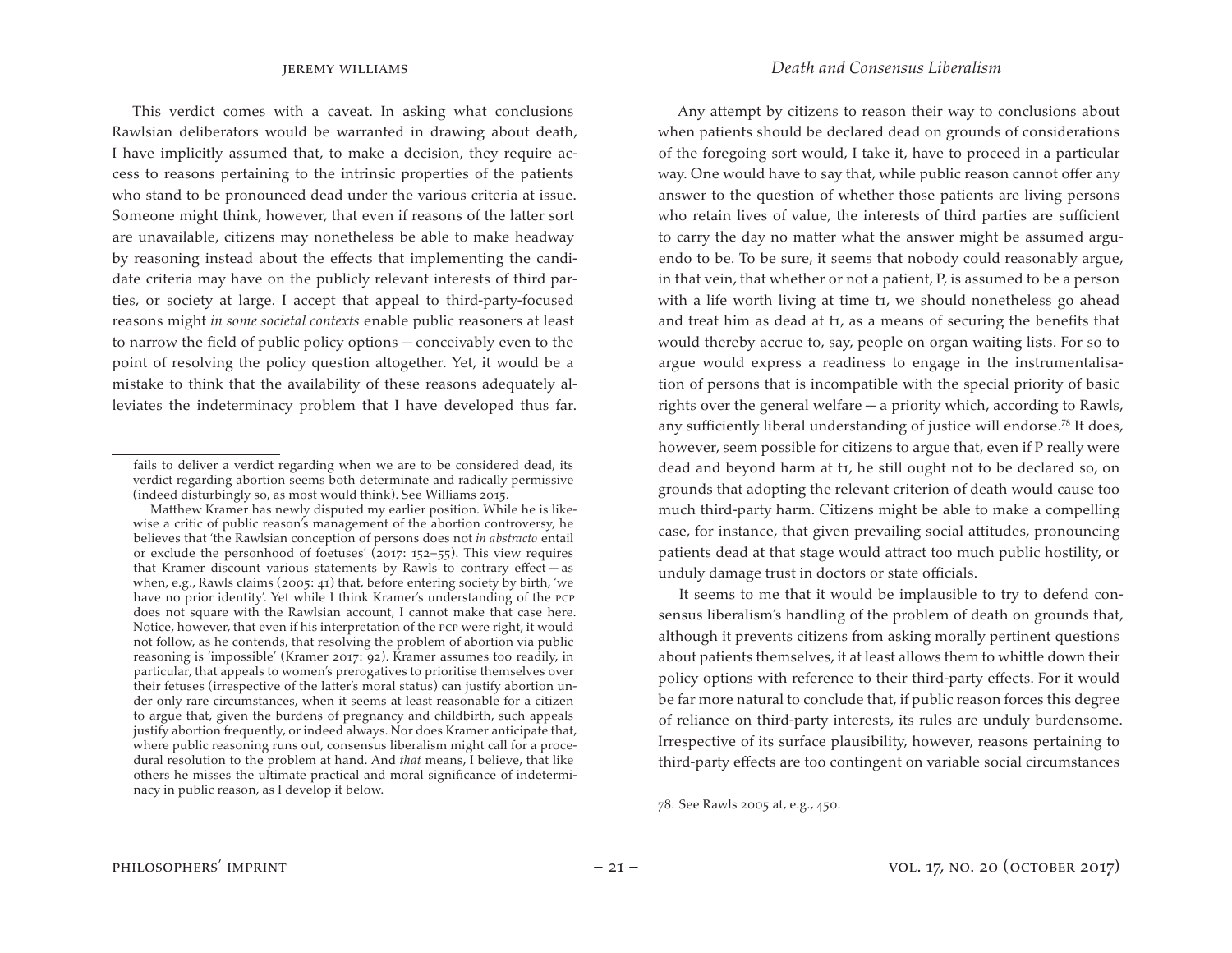This verdict comes with a caveat. In asking what conclusions Rawlsian deliberators would be warranted in drawing about death, I have implicitly assumed that, to make a decision, they require access to reasons pertaining to the intrinsic properties of the patients who stand to be pronounced dead under the various criteria at issue. Someone might think, however, that even if reasons of the latter sort are unavailable, citizens may nonetheless be able to make headway by reasoning instead about the effects that implementing the candidate criteria may have on the publicly relevant interests of third parties, or society at large. I accept that appeal to third-party-focused reasons might *in some societal contexts* enable public reasoners at least to narrow the field of public policy options — conceivably even to the point of resolving the policy question altogether. Yet, it would be a mistake to think that the availability of these reasons adequately alleviates the indeterminacy problem that I have developed thus far.

fails to deliver a verdict regarding when we are to be considered dead, its verdict regarding abortion seems both determinate and radically permissive (indeed disturbingly so, as most would think). See Williams 2015.

Matthew Kramer has newly disputed my earlier position. While he is likewise a critic of public reason's management of the abortion controversy, he believes that 'the Rawlsian conception of persons does not *in abstracto* entail or exclude the personhood of foetuses' (2017: 152–55). This view requires that Kramer discount various statements by Rawls to contrary effect — as when, e.g., Rawls claims (2005: 41) that, before entering society by birth, 'we have no prior identity'. Yet while I think Kramer's understanding of the PCP does not square with the Rawlsian account, I cannot make that case here. Notice, however, that even if his interpretation of the PCP were right, it would not follow, as he contends, that resolving the problem of abortion via public reasoning is 'impossible' (Kramer 2017: 92). Kramer assumes too readily, in particular, that appeals to women's prerogatives to prioritise themselves over their fetuses (irrespective of the latter's moral status) can justify abortion under only rare circumstances, when it seems at least reasonable for a citizen to argue that, given the burdens of pregnancy and childbirth, such appeals justify abortion frequently, or indeed always. Nor does Kramer anticipate that, where public reasoning runs out, consensus liberalism might call for a procedural resolution to the problem at hand. And *that* means, I believe, that like others he misses the ultimate practical and moral significance of indeterminacy in public reason, as I develop it below.

Any attempt by citizens to reason their way to conclusions about when patients should be declared dead on grounds of considerations of the foregoing sort would, I take it, have to proceed in a particular way. One would have to say that, while public reason cannot offer any answer to the question of whether those patients are living persons who retain lives of value, the interests of third parties are sufficient to carry the day no matter what the answer might be assumed arguendo to be. To be sure, it seems that nobody could reasonably argue, in that vein, that whether or not a patient, P, is assumed to be a person with a life worth living at time t1, we should nonetheless go ahead and treat him as dead at t1, as a means of securing the benefits that would thereby accrue to, say, people on organ waiting lists. For so to argue would express a readiness to engage in the instrumentalisation of persons that is incompatible with the special priority of basic rights over the general welfare — a priority which, according to Rawls, any sufficiently liberal understanding of justice will endorse.[78] It does, however, seem possible for citizens to argue that, even if P really were dead and beyond harm at t1, he still ought not to be declared so, on grounds that adopting the relevant criterion of death would cause too much third-party harm. Citizens might be able to make a compelling case, for instance, that given prevailing social attitudes, pronouncing patients dead at that stage would attract too much public hostility, or unduly damage trust in doctors or state officials.

It seems to me that it would be implausible to try to defend consensus liberalism's handling of the problem of death on grounds that, although it prevents citizens from asking morally pertinent questions about patients themselves, it at least allows them to whittle down their policy options with reference to their third-party effects. For it would be far more natural to conclude that, if public reason forces this degree of reliance on third-party interests, its rules are unduly burdensome. Irrespective of its surface plausibility, however, reasons pertaining to third-party effects are too contingent on variable social circumstances

78. See Rawls 2005 at, e.g., 450.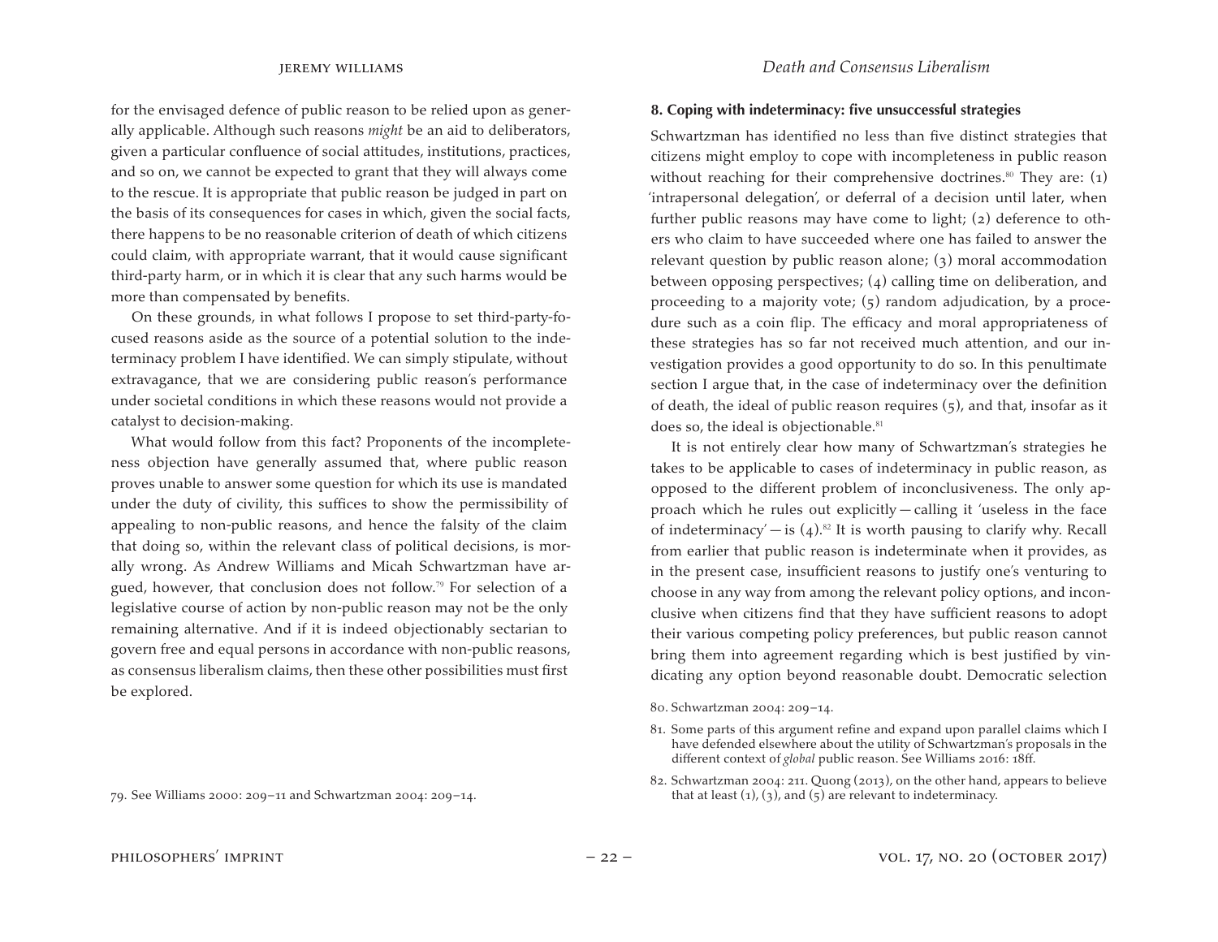for the envisaged defence of public reason to be relied upon as generally applicable. Although such reasons *might* be an aid to deliberators, given a particular confluence of social attitudes, institutions, practices, and so on, we cannot be expected to grant that they will always come to the rescue. It is appropriate that public reason be judged in part on the basis of its consequences for cases in which, given the social facts, there happens to be no reasonable criterion of death of which citizens could claim, with appropriate warrant, that it would cause significant third-party harm, or in which it is clear that any such harms would be more than compensated by benefits.

On these grounds, in what follows I propose to set third-party-focused reasons aside as the source of a potential solution to the indeterminacy problem I have identified. We can simply stipulate, without extravagance, that we are considering public reason's performance under societal conditions in which these reasons would not provide a catalyst to decision-making.

What would follow from this fact? Proponents of the incompleteness objection have generally assumed that, where public reason proves unable to answer some question for which its use is mandated under the duty of civility, this suffices to show the permissibility of appealing to non-public reasons, and hence the falsity of the claim that doing so, within the relevant class of political decisions, is morally wrong. As Andrew Williams and Micah Schwartzman have argued, however, that conclusion does not follow.[79] For selection of a legislative course of action by non-public reason may not be the only remaining alternative. And if it is indeed objectionably sectarian to govern free and equal persons in accordance with non-public reasons, as consensus liberalism claims, then these other possibilities must first be explored.

79. See Williams 2000: 209–11 and Schwartzman 2004: 209–14.

**8. Coping with indeterminacy: five unsuccessful strategies**

Schwartzman has identified no less than five distinct strategies that citizens might employ to cope with incompleteness in public reason without reaching for their comprehensive doctrines.[80] They are: (1) 'intrapersonal delegation', or deferral of a decision until later, when further public reasons may have come to light; (2) deference to others who claim to have succeeded where one has failed to answer the relevant question by public reason alone; (3) moral accommodation between opposing perspectives; (4) calling time on deliberation, and proceeding to a majority vote; (5) random adjudication, by a procedure such as a coin flip. The efficacy and moral appropriateness of these strategies has so far not received much attention, and our investigation provides a good opportunity to do so. In this penultimate section I argue that, in the case of indeterminacy over the definition of death, the ideal of public reason requires (5), and that, insofar as it does so, the ideal is objectionable.[81]

It is not entirely clear how many of Schwartzman's strategies he takes to be applicable to cases of indeterminacy in public reason, as opposed to the different problem of inconclusiveness. The only approach which he rules out explicitly — calling it 'useless in the face of indeterminacy' — is (4).[82] It is worth pausing to clarify why. Recall from earlier that public reason is indeterminate when it provides, as in the present case, insufficient reasons to justify one's venturing to choose in any way from among the relevant policy options, and inconclusive when citizens find that they have sufficient reasons to adopt their various competing policy preferences, but public reason cannot bring them into agreement regarding which is best justified by vindicating any option beyond reasonable doubt. Democratic selection

80. Schwartzman 2004: 209–14.

81. Some parts of this argument refine and expand upon parallel claims which I have defended elsewhere about the utility of Schwartzman's proposals in the different context of *global* public reason. See Williams 2016: 18ff.

82. Schwartzman 2004: 211. Quong (2013), on the other hand, appears to believe that at least (1), (3), and (5) are relevant to indeterminacy.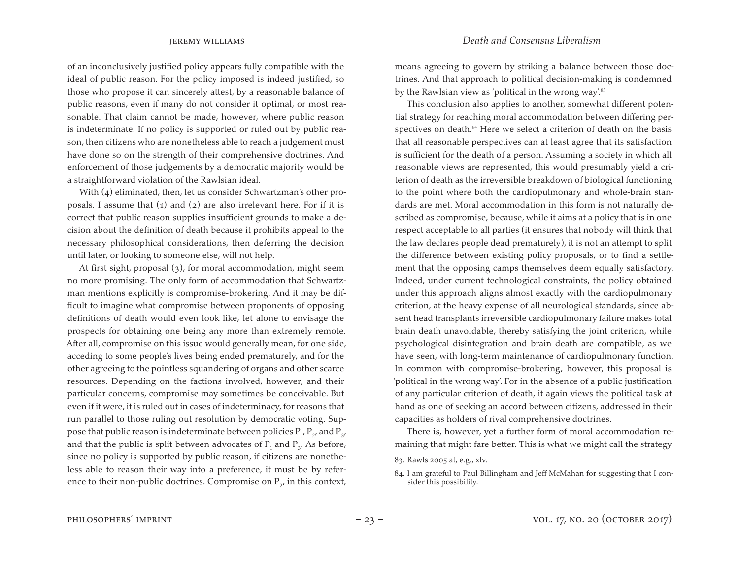of an inconclusively justified policy appears fully compatible with the ideal of public reason. For the policy imposed is indeed justified, so those who propose it can sincerely attest, by a reasonable balance of public reasons, even if many do not consider it optimal, or most reasonable. That claim cannot be made, however, where public reason is indeterminate. If no policy is supported or ruled out by public reason, then citizens who are nonetheless able to reach a judgement must have done so on the strength of their comprehensive doctrines. And enforcement of those judgements by a democratic majority would be a straightforward violation of the Rawlsian ideal.

With (4) eliminated, then, let us consider Schwartzman's other proposals. I assume that (1) and (2) are also irrelevant here. For if it is correct that public reason supplies insufficient grounds to make a decision about the definition of death because it prohibits appeal to the necessary philosophical considerations, then deferring the decision until later, or looking to someone else, will not help.

At first sight, proposal (3), for moral accommodation, might seem no more promising. The only form of accommodation that Schwartzman mentions explicitly is compromise-brokering. And it may be difficult to imagine what compromise between proponents of opposing definitions of death would even look like, let alone to envisage the prospects for obtaining one being any more than extremely remote. After all, compromise on this issue would generally mean, for one side, acceding to some people's lives being ended prematurely, and for the other agreeing to the pointless squandering of organs and other scarce resources. Depending on the factions involved, however, and their particular concerns, compromise may sometimes be conceivable. But even if it were, it is ruled out in cases of indeterminacy, for reasons that run parallel to those ruling out resolution by democratic voting. Suppose that public reason is indeterminate between policies $P_1$, $P_2$, and $P_3$, and that the public is split between advocates of $P_1$ and $P_3$. As before, since no policy is supported by public reason, if citizens are nonetheless able to reason their way into a preference, it must be by reference to their non-public doctrines. Compromise on $P_2$, in this context, means agreeing to govern by striking a balance between those doctrines. And that approach to political decision-making is condemned by the Rawlsian view as 'political in the wrong way'.[83]

This conclusion also applies to another, somewhat different potential strategy for reaching moral accommodation between differing perspectives on death.[84] Here we select a criterion of death on the basis that all reasonable perspectives can at least agree that its satisfaction is sufficient for the death of a person. Assuming a society in which all reasonable views are represented, this would presumably yield a criterion of death as the irreversible breakdown of biological functioning to the point where both the cardiopulmonary and whole-brain standards are met. Moral accommodation in this form is not naturally described as compromise, because, while it aims at a policy that is in one respect acceptable to all parties (it ensures that nobody will think that the law declares people dead prematurely), it is not an attempt to split the difference between existing policy proposals, or to find a settlement that the opposing camps themselves deem equally satisfactory. Indeed, under current technological constraints, the policy obtained under this approach aligns almost exactly with the cardiopulmonary criterion, at the heavy expense of all neurological standards, since absent head transplants irreversible cardiopulmonary failure makes total brain death unavoidable, thereby satisfying the joint criterion, while psychological disintegration and brain death are compatible, as we have seen, with long-term maintenance of cardiopulmonary function. In common with compromise-brokering, however, this proposal is 'political in the wrong way'. For in the absence of a public justification of any particular criterion of death, it again views the political task at hand as one of seeking an accord between citizens, addressed in their capacities as holders of rival comprehensive doctrines.

There is, however, yet a further form of moral accommodation remaining that might fare better. This is what we might call the strategy

83. Rawls 2005 at, e.g., xlv.

84. I am grateful to Paul Billingham and Jeff McMahan for suggesting that I consider this possibility.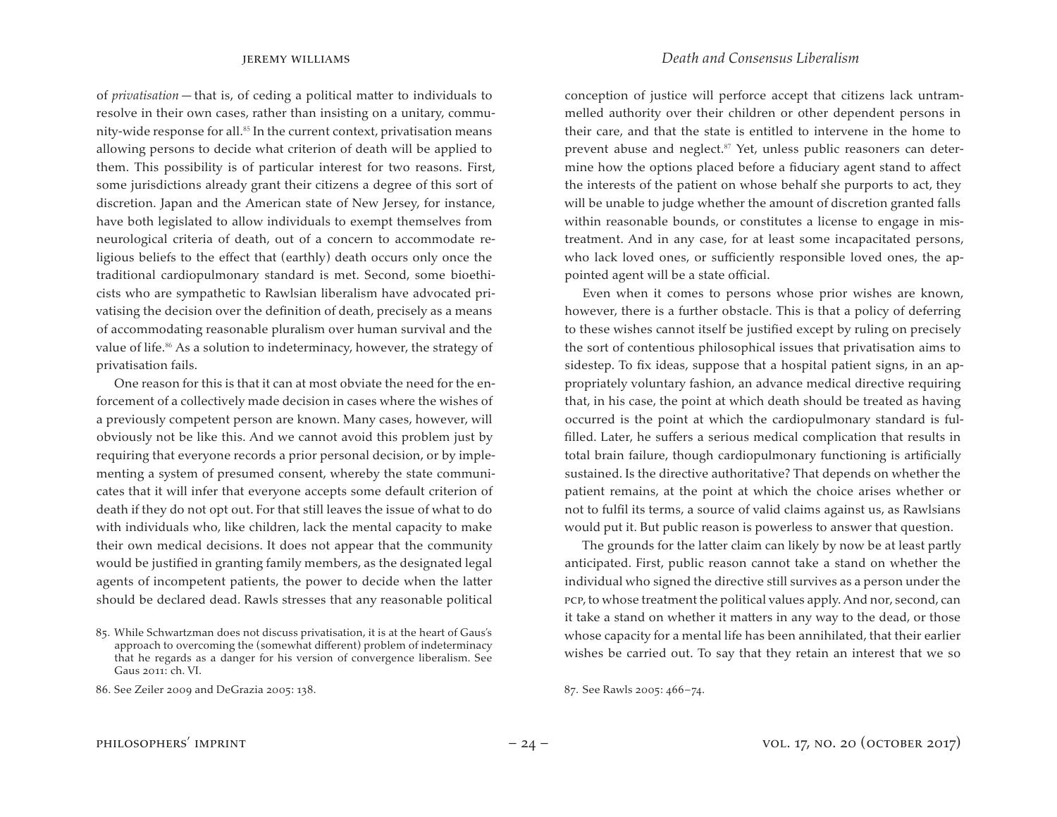of *privatisation* — that is, of ceding a political matter to individuals to resolve in their own cases, rather than insisting on a unitary, community-wide response for all.[85] In the current context, privatisation means allowing persons to decide what criterion of death will be applied to them. This possibility is of particular interest for two reasons. First, some jurisdictions already grant their citizens a degree of this sort of discretion. Japan and the American state of New Jersey, for instance, have both legislated to allow individuals to exempt themselves from neurological criteria of death, out of a concern to accommodate religious beliefs to the effect that (earthly) death occurs only once the traditional cardiopulmonary standard is met. Second, some bioethicists who are sympathetic to Rawlsian liberalism have advocated privatising the decision over the definition of death, precisely as a means of accommodating reasonable pluralism over human survival and the value of life.[86] As a solution to indeterminacy, however, the strategy of privatisation fails.

One reason for this is that it can at most obviate the need for the enforcement of a collectively made decision in cases where the wishes of a previously competent person are known. Many cases, however, will obviously not be like this. And we cannot avoid this problem just by requiring that everyone records a prior personal decision, or by implementing a system of presumed consent, whereby the state communicates that it will infer that everyone accepts some default criterion of death if they do not opt out. For that still leaves the issue of what to do with individuals who, like children, lack the mental capacity to make their own medical decisions. It does not appear that the community would be justified in granting family members, as the designated legal agents of incompetent patients, the power to decide when the latter should be declared dead. Rawls stresses that any reasonable political conception of justice will perforce accept that citizens lack untrammelled authority over their children or other dependent persons in their care, and that the state is entitled to intervene in the home to prevent abuse and neglect.[87] Yet, unless public reasoners can determine how the options placed before a fiduciary agent stand to affect the interests of the patient on whose behalf she purports to act, they will be unable to judge whether the amount of discretion granted falls within reasonable bounds, or constitutes a license to engage in mistreatment. And in any case, for at least some incapacitated persons, who lack loved ones, or sufficiently responsible loved ones, the appointed agent will be a state official.

Even when it comes to persons whose prior wishes are known, however, there is a further obstacle. This is that a policy of deferring to these wishes cannot itself be justified except by ruling on precisely the sort of contentious philosophical issues that privatisation aims to sidestep. To fix ideas, suppose that a hospital patient signs, in an appropriately voluntary fashion, an advance medical directive requiring that, in his case, the point at which death should be treated as having occurred is the point at which the cardiopulmonary standard is fulfilled. Later, he suffers a serious medical complication that results in total brain failure, though cardiopulmonary functioning is artificially sustained. Is the directive authoritative? That depends on whether the patient remains, at the point at which the choice arises whether or not to fulfil its terms, a source of valid claims against us, as Rawlsians would put it. But public reason is powerless to answer that question.

The grounds for the latter claim can likely by now be at least partly anticipated. First, public reason cannot take a stand on whether the individual who signed the directive still survives as a person under the PCP, to whose treatment the political values apply. And nor, second, can it take a stand on whether it matters in any way to the dead, or those whose capacity for a mental life has been annihilated, that their earlier wishes be carried out. To say that they retain an interest that we so

85. While Schwartzman does not discuss privatisation, it is at the heart of Gaus's approach to overcoming the (somewhat different) problem of indeterminacy that he regards as a danger for his version of convergence liberalism. See Gaus 2011: ch. VI.

86. See Zeiler 2009 and DeGrazia 2005: 138.

87. See Rawls 2005: 466–74.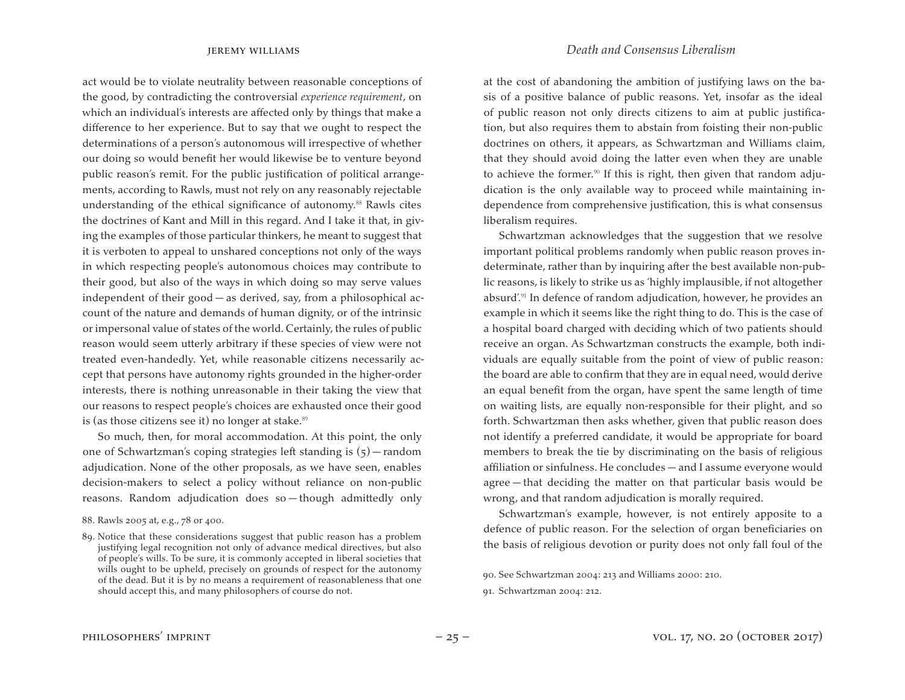act would be to violate neutrality between reasonable conceptions of the good, by contradicting the controversial *experience requirement*, on which an individual's interests are affected only by things that make a difference to her experience. But to say that we ought to respect the determinations of a person's autonomous will irrespective of whether our doing so would benefit her would likewise be to venture beyond public reason's remit. For the public justification of political arrangements, according to Rawls, must not rely on any reasonably rejectable understanding of the ethical significance of autonomy.[88] Rawls cites the doctrines of Kant and Mill in this regard. And I take it that, in giving the examples of those particular thinkers, he meant to suggest that it is verboten to appeal to unshared conceptions not only of the ways in which respecting people's autonomous choices may contribute to their good, but also of the ways in which doing so may serve values independent of their good — as derived, say, from a philosophical account of the nature and demands of human dignity, or of the intrinsic or impersonal value of states of the world. Certainly, the rules of public reason would seem utterly arbitrary if these species of view were not treated even-handedly. Yet, while reasonable citizens necessarily accept that persons have autonomy rights grounded in the higher-order interests, there is nothing unreasonable in their taking the view that our reasons to respect people's choices are exhausted once their good is (as those citizens see it) no longer at stake.[89]

So much, then, for moral accommodation. At this point, the only one of Schwartzman's coping strategies left standing is (5) — random adjudication. None of the other proposals, as we have seen, enables decision-makers to select a policy without reliance on non-public reasons. Random adjudication does so — though admittedly only at the cost of abandoning the ambition of justifying laws on the basis of a positive balance of public reasons. Yet, insofar as the ideal of public reason not only directs citizens to aim at public justification, but also requires them to abstain from foisting their non-public doctrines on others, it appears, as Schwartzman and Williams claim, that they should avoid doing the latter even when they are unable to achieve the former.[90] If this is right, then given that random adjudication is the only available way to proceed while maintaining independence from comprehensive justification, this is what consensus liberalism requires.

Schwartzman acknowledges that the suggestion that we resolve important political problems randomly when public reason proves indeterminate, rather than by inquiring after the best available non-public reasons, is likely to strike us as 'highly implausible, if not altogether absurd'.[91] In defence of random adjudication, however, he provides an example in which it seems like the right thing to do. This is the case of a hospital board charged with deciding which of two patients should receive an organ. As Schwartzman constructs the example, both individuals are equally suitable from the point of view of public reason: the board are able to confirm that they are in equal need, would derive an equal benefit from the organ, have spent the same length of time on waiting lists, are equally non-responsible for their plight, and so forth. Schwartzman then asks whether, given that public reason does not identify a preferred candidate, it would be appropriate for board members to break the tie by discriminating on the basis of religious affiliation or sinfulness. He concludes — and I assume everyone would agree — that deciding the matter on that particular basis would be wrong, and that random adjudication is morally required.

Schwartzman's example, however, is not entirely apposite to a defence of public reason. For the selection of organ beneficiaries on the basis of religious devotion or purity does not only fall foul of the

88. Rawls 2005 at, e.g., 78 or 400.

89. Notice that these considerations suggest that public reason has a problem justifying legal recognition not only of advance medical directives, but also of people's wills. To be sure, it is commonly accepted in liberal societies that wills ought to be upheld, precisely on grounds of respect for the autonomy of the dead. But it is by no means a requirement of reasonableness that one should accept this, and many philosophers of course do not.

90. See Schwartzman 2004: 213 and Williams 2000: 210.

91. Schwartzman 2004: 212.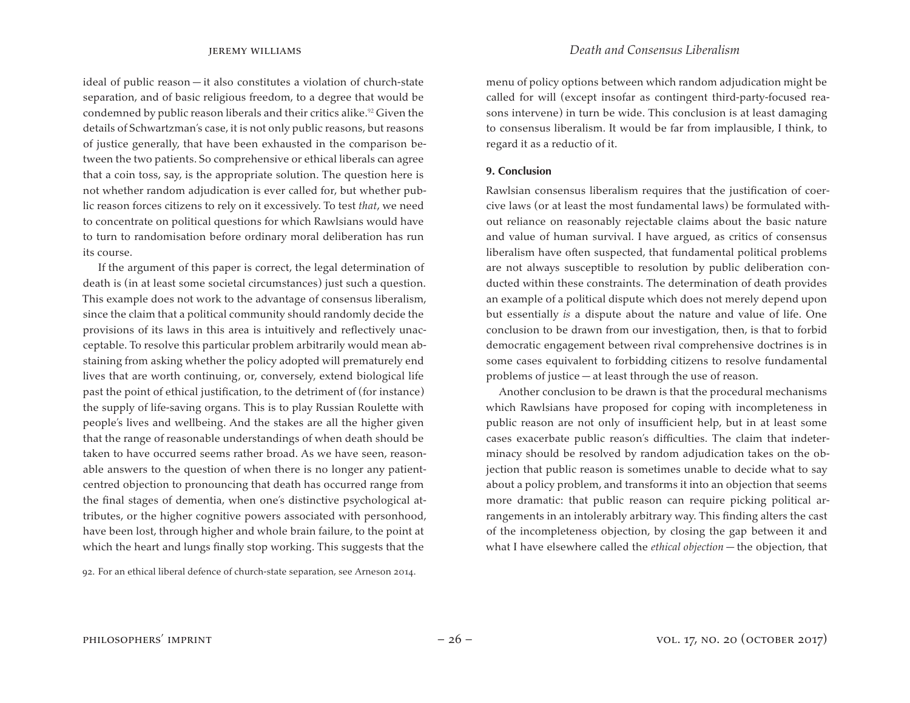ideal of public reason — it also constitutes a violation of church-state separation, and of basic religious freedom, to a degree that would be condemned by public reason liberals and their critics alike.[92] Given the details of Schwartzman's case, it is not only public reasons, but reasons of justice generally, that have been exhausted in the comparison between the two patients. So comprehensive or ethical liberals can agree that a coin toss, say, is the appropriate solution. The question here is not whether random adjudication is ever called for, but whether public reason forces citizens to rely on it excessively. To test *that*, we need to concentrate on political questions for which Rawlsians would have to turn to randomisation before ordinary moral deliberation has run its course.

If the argument of this paper is correct, the legal determination of death is (in at least some societal circumstances) just such a question. This example does not work to the advantage of consensus liberalism, since the claim that a political community should randomly decide the provisions of its laws in this area is intuitively and reflectively unacceptable. To resolve this particular problem arbitrarily would mean abstaining from asking whether the policy adopted will prematurely end lives that are worth continuing, or, conversely, extend biological life past the point of ethical justification, to the detriment of (for instance) the supply of life-saving organs. This is to play Russian Roulette with people's lives and wellbeing. And the stakes are all the higher given that the range of reasonable understandings of when death should be taken to have occurred seems rather broad. As we have seen, reasonable answers to the question of when there is no longer any patient-centred objection to pronouncing that death has occurred range from the final stages of dementia, when one's distinctive psychological attributes, or the higher cognitive powers associated with personhood, have been lost, through higher and whole brain failure, to the point at which the heart and lungs finally stop working. This suggests that the menu of policy options between which random adjudication might be called for will (except insofar as contingent third-party-focused reasons intervene) in turn be wide. This conclusion is at least damaging to consensus liberalism. It would be far from implausible, I think, to regard it as a reductio of it.

92. For an ethical liberal defence of church-state separation, see Arneson 2014.

## 9. Conclusion

Rawlsian consensus liberalism requires that the justification of coercive laws (or at least the most fundamental laws) be formulated without reliance on reasonably rejectable claims about the basic nature and value of human survival. I have argued, as critics of consensus liberalism have often suspected, that fundamental political problems are not always susceptible to resolution by public deliberation conducted within these constraints. The determination of death provides an example of a political dispute which does not merely depend upon but essentially *is* a dispute about the nature and value of life. One conclusion to be drawn from our investigation, then, is that to forbid democratic engagement between rival comprehensive doctrines is in some cases equivalent to forbidding citizens to resolve fundamental problems of justice — at least through the use of reason.

Another conclusion to be drawn is that the procedural mechanisms which Rawlsians have proposed for coping with incompleteness in public reason are not only of insufficient help, but in at least some cases exacerbate public reason's difficulties. The claim that indeterminacy should be resolved by random adjudication takes on the objection that public reason is sometimes unable to decide what to say about a policy problem, and transforms it into an objection that seems more dramatic: that public reason can require picking political arrangements in an intolerably arbitrary way. This finding alters the cast of the incompleteness objection, by closing the gap between it and what I have elsewhere called the *ethical objection* — the objection, that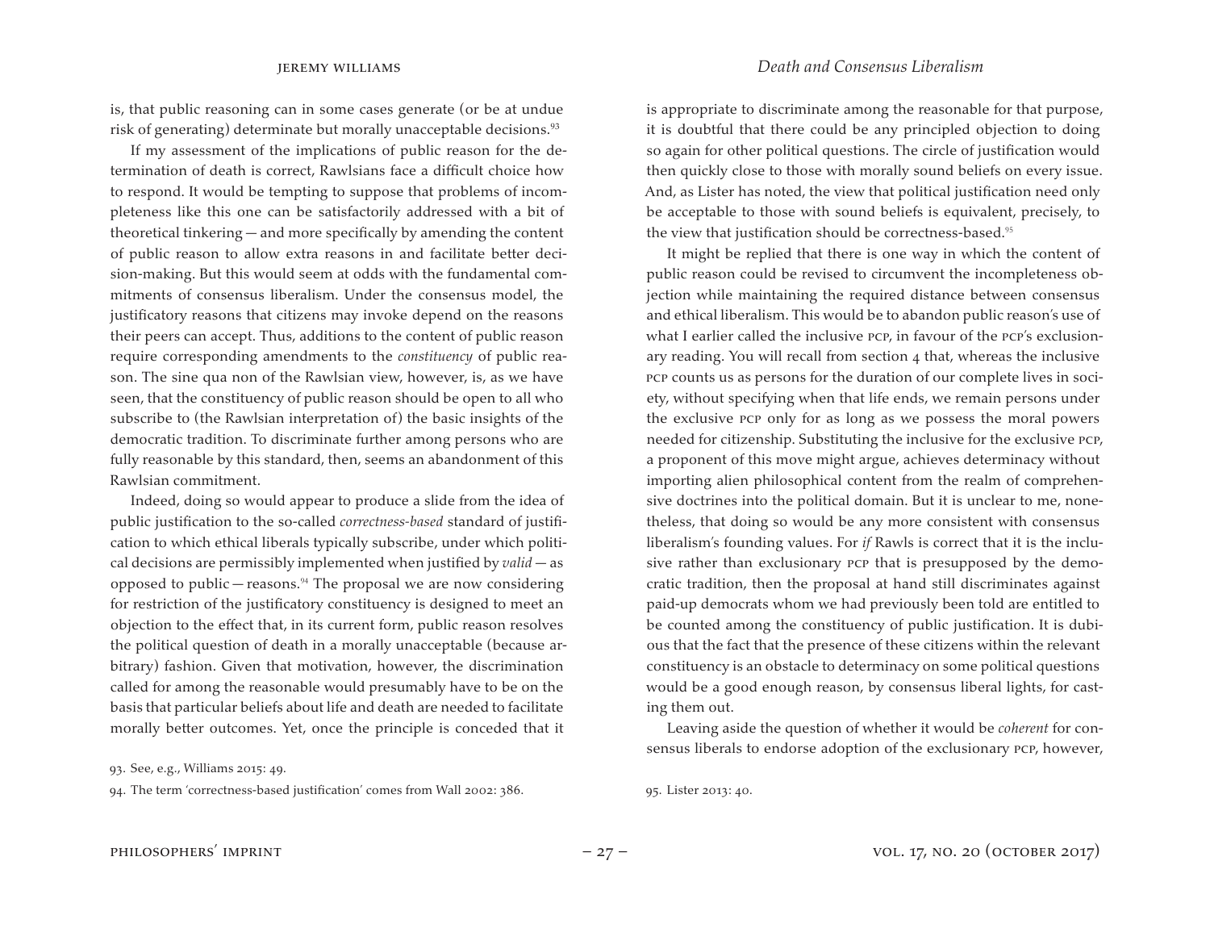is, that public reasoning can in some cases generate (or be at undue risk of generating) determinate but morally unacceptable decisions.[93]

If my assessment of the implications of public reason for the determination of death is correct, Rawlsians face a difficult choice how to respond. It would be tempting to suppose that problems of incompleteness like this one can be satisfactorily addressed with a bit of theoretical tinkering — and more specifically by amending the content of public reason to allow extra reasons in and facilitate better decision-making. But this would seem at odds with the fundamental commitments of consensus liberalism. Under the consensus model, the justificatory reasons that citizens may invoke depend on the reasons their peers can accept. Thus, additions to the content of public reason require corresponding amendments to the *constituency* of public reason. The sine qua non of the Rawlsian view, however, is, as we have seen, that the constituency of public reason should be open to all who subscribe to (the Rawlsian interpretation of) the basic insights of the democratic tradition. To discriminate further among persons who are fully reasonable by this standard, then, seems an abandonment of this Rawlsian commitment.

Indeed, doing so would appear to produce a slide from the idea of public justification to the so-called *correctness-based* standard of justification to which ethical liberals typically subscribe, under which political decisions are permissibly implemented when justified by *valid* — as opposed to public — reasons.[94] The proposal we are now considering for restriction of the justificatory constituency is designed to meet an objection to the effect that, in its current form, public reason resolves the political question of death in a morally unacceptable (because arbitrary) fashion. Given that motivation, however, the discrimination called for among the reasonable would presumably have to be on the basis that particular beliefs about life and death are needed to facilitate morally better outcomes. Yet, once the principle is conceded that it is appropriate to discriminate among the reasonable for that purpose, it is doubtful that there could be any principled objection to doing so again for other political questions. The circle of justification would then quickly close to those with morally sound beliefs on every issue. And, as Lister has noted, the view that political justification need only be acceptable to those with sound beliefs is equivalent, precisely, to the view that justification should be correctness-based.[95]

It might be replied that there is one way in which the content of public reason could be revised to circumvent the incompleteness objection while maintaining the required distance between consensus and ethical liberalism. This would be to abandon public reason's use of what I earlier called the inclusive PCP, in favour of the PCP's exclusionary reading. You will recall from section 4 that, whereas the inclusive PCP counts us as persons for the duration of our complete lives in society, without specifying when that life ends, we remain persons under the exclusive PCP only for as long as we possess the moral powers needed for citizenship. Substituting the inclusive for the exclusive PCP, a proponent of this move might argue, achieves determinacy without importing alien philosophical content from the realm of comprehensive doctrines into the political domain. But it is unclear to me, nonetheless, that doing so would be any more consistent with consensus liberalism's founding values. For *if* Rawls is correct that it is the inclusive rather than exclusionary PCP that is presupposed by the democratic tradition, then the proposal at hand still discriminates against paid-up democrats whom we had previously been told are entitled to be counted among the constituency of public justification. It is dubious that the fact that the presence of these citizens within the relevant constituency is an obstacle to determinacy on some political questions would be a good enough reason, by consensus liberal lights, for casting them out.

Leaving aside the question of whether it would be *coherent* for consensus liberals to endorse adoption of the exclusionary PCP, however,

93. See, e.g., Williams 2015: 49.

94. The term 'correctness-based justification' comes from Wall 2002: 386.

95. Lister 2013: 40.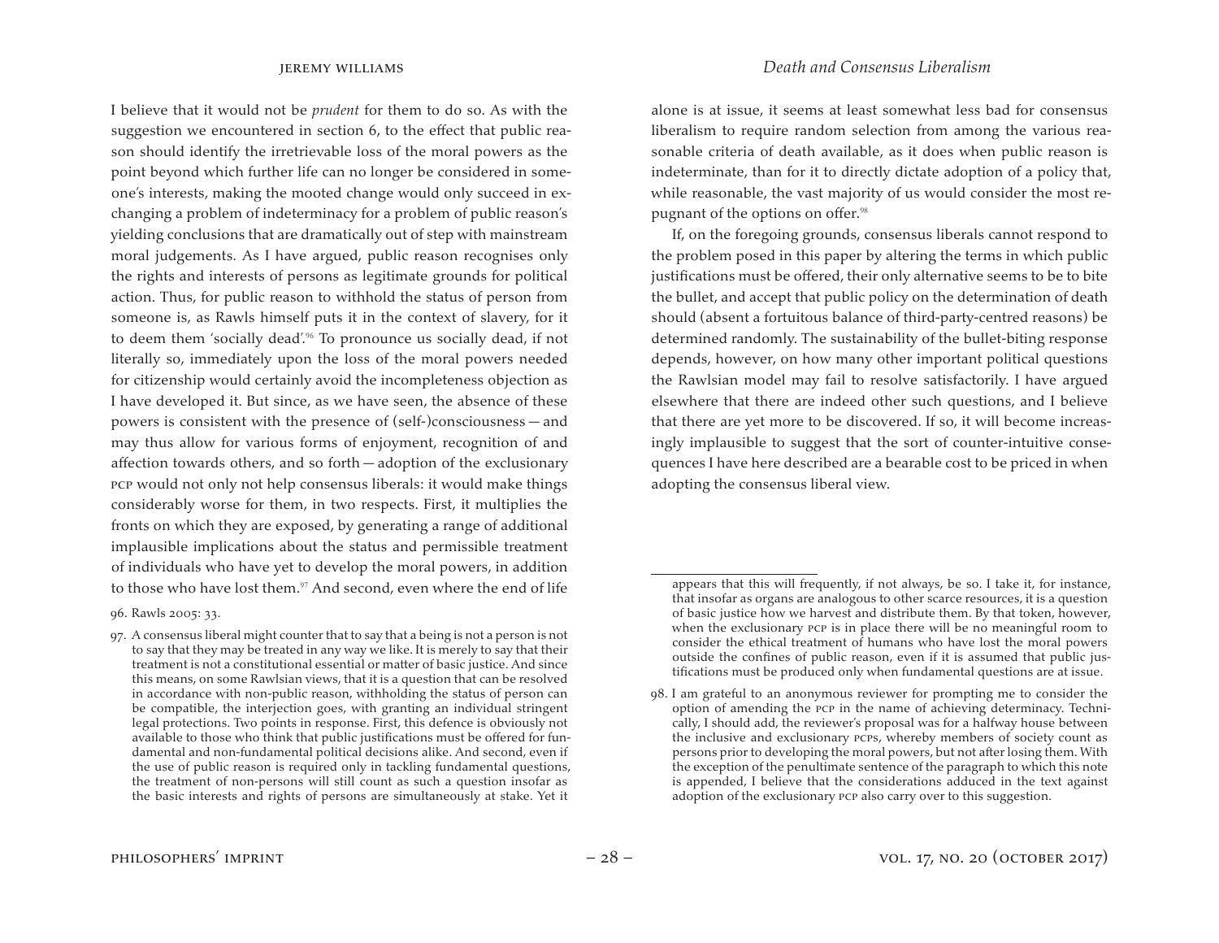I believe that it would not be *prudent* for them to do so. As with the suggestion we encountered in section 6, to the effect that public reason should identify the irretrievable loss of the moral powers as the point beyond which further life can no longer be considered in someone's interests, making the mooted change would only succeed in exchanging a problem of indeterminacy for a problem of public reason's yielding conclusions that are dramatically out of step with mainstream moral judgements. As I have argued, public reason recognises only the rights and interests of persons as legitimate grounds for political action. Thus, for public reason to withhold the status of person from someone is, as Rawls himself puts it in the context of slavery, for it to deem them 'socially dead'.[96] To pronounce us socially dead, if not literally so, immediately upon the loss of the moral powers needed for citizenship would certainly avoid the incompleteness objection as I have developed it. But since, as we have seen, the absence of these powers is consistent with the presence of (self-)consciousness — and may thus allow for various forms of enjoyment, recognition of and affection towards others, and so forth — adoption of the exclusionary PCP would not only not help consensus liberals: it would make things considerably worse for them, in two respects. First, it multiplies the fronts on which they are exposed, by generating a range of additional implausible implications about the status and permissible treatment of individuals who have yet to develop the moral powers, in addition to those who have lost them.[97] And second, even where the end of life alone is at issue, it seems at least somewhat less bad for consensus liberalism to require random selection from among the various reasonable criteria of death available, as it does when public reason is indeterminate, than for it to directly dictate adoption of a policy that, while reasonable, the vast majority of us would consider the most repugnant of the options on offer.[98]

If, on the foregoing grounds, consensus liberals cannot respond to the problem posed in this paper by altering the terms in which public justifications must be offered, their only alternative seems to be to bite the bullet, and accept that public policy on the determination of death should (absent a fortuitous balance of third-party-centred reasons) be determined randomly. The sustainability of the bullet-biting response depends, however, on how many other important political questions the Rawlsian model may fail to resolve satisfactorily. I have argued elsewhere that there are indeed other such questions, and I believe that there are yet more to be discovered. If so, it will become increasingly implausible to suggest that the sort of counter-intuitive consequences I have here described are a bearable cost to be priced in when adopting the consensus liberal view.

---

96. Rawls 2005: 33.

97. A consensus liberal might counter that to say that a being is not a person is not to say that they may be treated in any way we like. It is merely to say that their treatment is not a constitutional essential or matter of basic justice. And since this means, on some Rawlsian views, that it is a question that can be resolved in accordance with non-public reason, withholding the status of person can be compatible, the interjection goes, with granting an individual stringent legal protections. Two points in response. First, this defence is obviously not available to those who think that public justifications must be offered for fundamental and non-fundamental political decisions alike. And second, even if the use of public reason is required only in tackling fundamental questions, the treatment of non-persons will still count as such a question insofar as the basic interests and rights of persons are simultaneously at stake. Yet it appears that this will frequently, if not always, be so. I take it, for instance, that insofar as organs are analogous to other scarce resources, it is a question of basic justice how we harvest and distribute them. By that token, however, when the exclusionary PCP is in place there will be no meaningful room to consider the ethical treatment of humans who have lost the moral powers outside the confines of public reason, even if it is assumed that public justifications must be produced only when fundamental questions are at issue.

98. I am grateful to an anonymous reviewer for prompting me to consider the option of amending the PCP in the name of achieving determinacy. Technically, I should add, the reviewer's proposal was for a halfway house between the inclusive and exclusionary PCPs, whereby members of society count as persons prior to developing the moral powers, but not after losing them. With the exception of the penultimate sentence of the paragraph to which this note is appended, I believe that the considerations adduced in the text against adoption of the exclusionary PCP also carry over to this suggestion.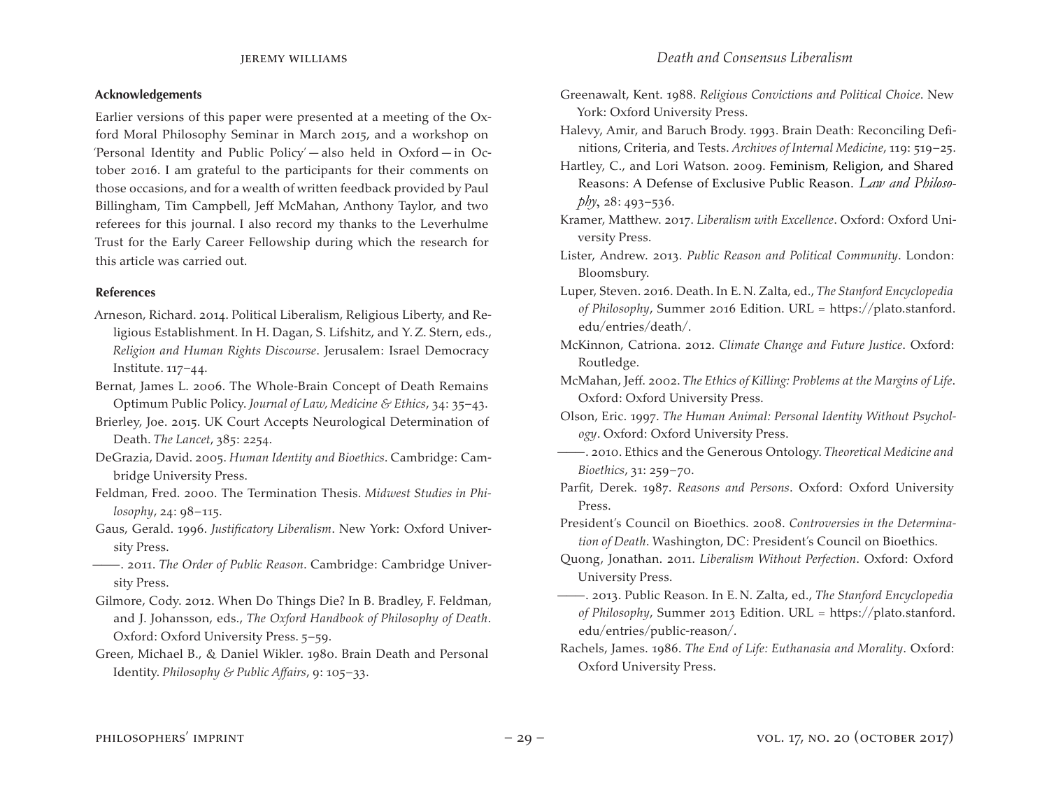### Acknowledgements

Earlier versions of this paper were presented at a meeting of the Oxford Moral Philosophy Seminar in March 2015, and a workshop on 'Personal Identity and Public Policy' — also held in Oxford — in October 2016. I am grateful to the participants for their comments on those occasions, and for a wealth of written feedback provided by Paul Billingham, Tim Campbell, Jeff McMahan, Anthony Taylor, and two referees for this journal. I also record my thanks to the Leverhulme Trust for the Early Career Fellowship during which the research for this article was carried out.

### References

Arneson, Richard. 2014. Political Liberalism, Religious Liberty, and Religious Establishment. In H. Dagan, S. Lifshitz, and Y. Z. Stern, eds., *Religion and Human Rights Discourse*. Jerusalem: Israel Democracy Institute. 117–44.

Bernat, James L. 2006. The Whole-Brain Concept of Death Remains Optimum Public Policy. *Journal of Law, Medicine & Ethics*, 34: 35–43.

Brierley, Joe. 2015. UK Court Accepts Neurological Determination of Death. *The Lancet*, 385: 2254.

DeGrazia, David. 2005. *Human Identity and Bioethics*. Cambridge: Cambridge University Press.

Feldman, Fred. 2000. The Termination Thesis. *Midwest Studies in Philosophy*, 24: 98–115.

Gaus, Gerald. 1996. *Justificatory Liberalism*. New York: Oxford University Press.

——. 2011. *The Order of Public Reason*. Cambridge: Cambridge University Press.

Gilmore, Cody. 2012. When Do Things Die? In B. Bradley, F. Feldman, and J. Johansson, eds., *The Oxford Handbook of Philosophy of Death*. Oxford: Oxford University Press. 5–59.

Green, Michael B., & Daniel Wikler. 1980. Brain Death and Personal Identity. *Philosophy & Public Affairs*, 9: 105–33.

Greenawalt, Kent. 1988. *Religious Convictions and Political Choice*. New York: Oxford University Press.

Halevy, Amir, and Baruch Brody. 1993. Brain Death: Reconciling Definitions, Criteria, and Tests. *Archives of Internal Medicine*, 119: 519–25.

Hartley, C., and Lori Watson. 2009. Feminism, Religion, and Shared Reasons: A Defense of Exclusive Public Reason. *Law and Philosophy*, 28: 493–536.

Kramer, Matthew. 2017. *Liberalism with Excellence*. Oxford: Oxford University Press.

Lister, Andrew. 2013. *Public Reason and Political Community*. London: Bloomsbury.

Luper, Steven. 2016. Death. In E. N. Zalta, ed., *The Stanford Encyclopedia of Philosophy*, Summer 2016 Edition. URL = https://plato.stanford.edu/entries/death/.

McKinnon, Catriona. 2012. *Climate Change and Future Justice*. Oxford: Routledge.

McMahan, Jeff. 2002. *The Ethics of Killing: Problems at the Margins of Life*. Oxford: Oxford University Press.

Olson, Eric. 1997. *The Human Animal: Personal Identity Without Psychology*. Oxford: Oxford University Press.

——. 2010. Ethics and the Generous Ontology. *Theoretical Medicine and Bioethics*, 31: 259–70.

Parfit, Derek. 1987. *Reasons and Persons*. Oxford: Oxford University Press.

President's Council on Bioethics. 2008. *Controversies in the Determination of Death*. Washington, DC: President's Council on Bioethics.

Quong, Jonathan. 2011. *Liberalism Without Perfection*. Oxford: Oxford University Press.

——. 2013. Public Reason. In E. N. Zalta, ed., *The Stanford Encyclopedia of Philosophy*, Summer 2013 Edition. URL = https://plato.stanford.edu/entries/public-reason/.

Rachels, James. 1986. *The End of Life: Euthanasia and Morality*. Oxford: Oxford University Press.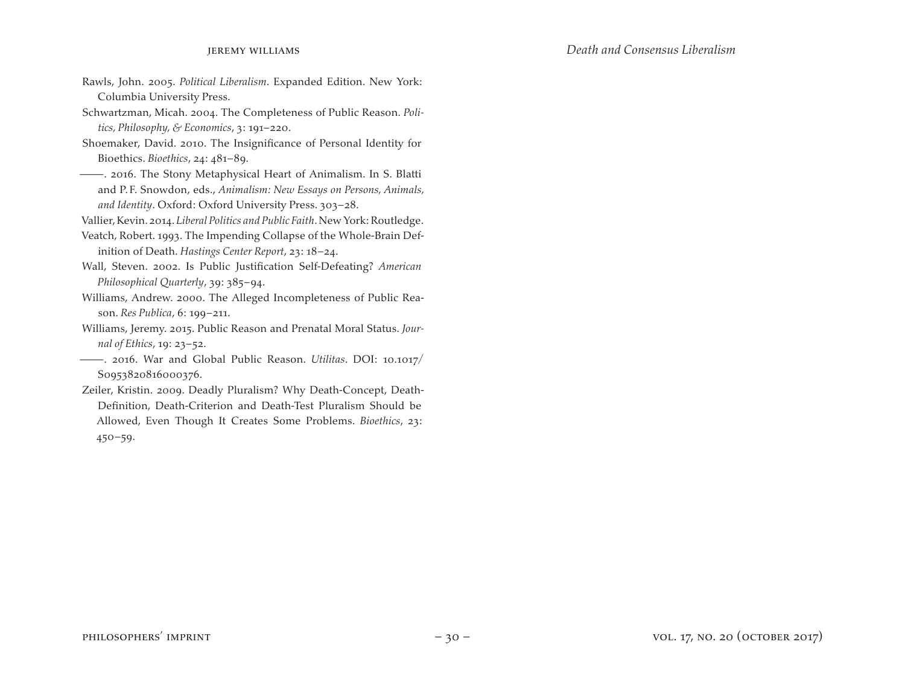Rawls, John. 2005. *Political Liberalism*. Expanded Edition. New York: Columbia University Press.

Schwartzman, Micah. 2004. The Completeness of Public Reason. *Politics, Philosophy, & Economics*, 3: 191–220.

Shoemaker, David. 2010. The Insignificance of Personal Identity for Bioethics. *Bioethics*, 24: 481–89.

———. 2016. The Stony Metaphysical Heart of Animalism. In S. Blatti and P. F. Snowdon, eds., *Animalism: New Essays on Persons, Animals, and Identity*. Oxford: Oxford University Press. 303–28.

Vallier, Kevin. 2014. *Liberal Politics and Public Faith*. New York: Routledge.

Veatch, Robert. 1993. The Impending Collapse of the Whole-Brain Definition of Death. *Hastings Center Report*, 23: 18–24.

Wall, Steven. 2002. Is Public Justification Self-Defeating? *American Philosophical Quarterly*, 39: 385–94.

Williams, Andrew. 2000. The Alleged Incompleteness of Public Reason. *Res Publica*, 6: 199–211.

Williams, Jeremy. 2015. Public Reason and Prenatal Moral Status. *Journal of Ethics*, 19: 23–52.

———. 2016. War and Global Public Reason. *Utilitas*. DOI: 10.1017/S0953820816000376.

Zeiler, Kristin. 2009. Deadly Pluralism? Why Death-Concept, Death-Definition, Death-Criterion and Death-Test Pluralism Should be Allowed, Even Though It Creates Some Problems. *Bioethics*, 23: 450–59.